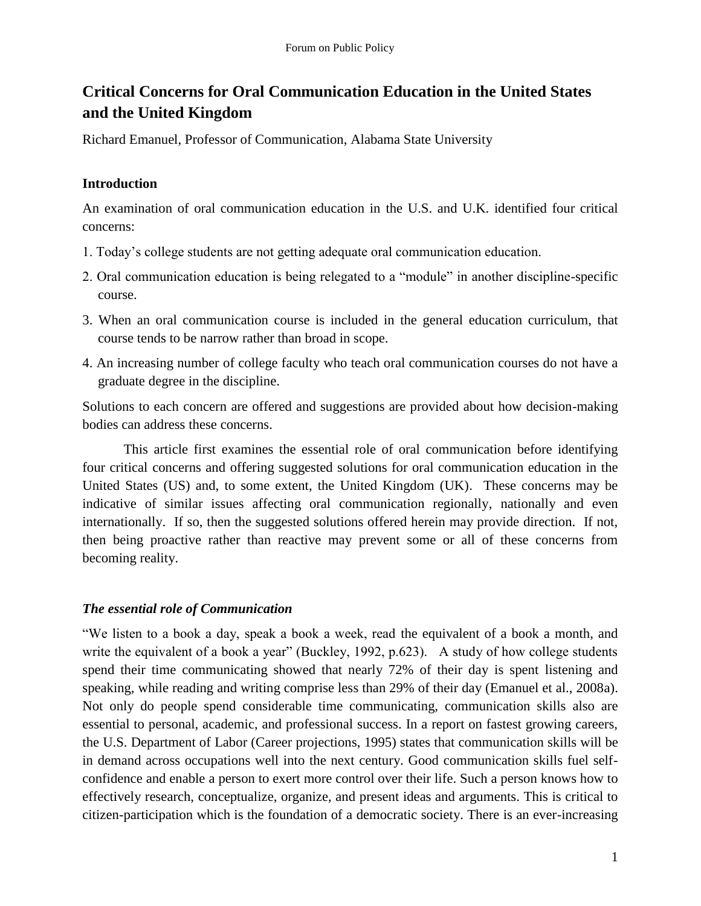# Critical Concerns for Oral Communication Education in the United States and the United Kingdom

Richard Emanuel, Professor of Communication, Alabama State University

## Introduction

An examination of oral communication education in the U.S. and U.K. identified four critical concerns:

1. Today's college students are not getting adequate oral communication education.
2. Oral communication education is being relegated to a "module" in another discipline-specific course.
3. When an oral communication course is included in the general education curriculum, that course tends to be narrow rather than broad in scope.
4. An increasing number of college faculty who teach oral communication courses do not have a graduate degree in the discipline.

Solutions to each concern are offered and suggestions are provided about how decision-making bodies can address these concerns.

This article first examines the essential role of oral communication before identifying four critical concerns and offering suggested solutions for oral communication education in the United States (US) and, to some extent, the United Kingdom (UK). These concerns may be indicative of similar issues affecting oral communication regionally, nationally and even internationally. If so, then the suggested solutions offered herein may provide direction. If not, then being proactive rather than reactive may prevent some or all of these concerns from becoming reality.

### *The essential role of Communication*

"We listen to a book a day, speak a book a week, read the equivalent of a book a month, and write the equivalent of a book a year" (Buckley, 1992, p.623). A study of how college students spend their time communicating showed that nearly 72% of their day is spent listening and speaking, while reading and writing comprise less than 29% of their day (Emanuel et al., 2008a). Not only do people spend considerable time communicating, communication skills also are essential to personal, academic, and professional success. In a report on fastest growing careers, the U.S. Department of Labor (Career projections, 1995) states that communication skills will be in demand across occupations well into the next century. Good communication skills fuel self-confidence and enable a person to exert more control over their life. Such a person knows how to effectively research, conceptualize, organize, and present ideas and arguments. This is critical to citizen-participation which is the foundation of a democratic society. There is an ever-increasing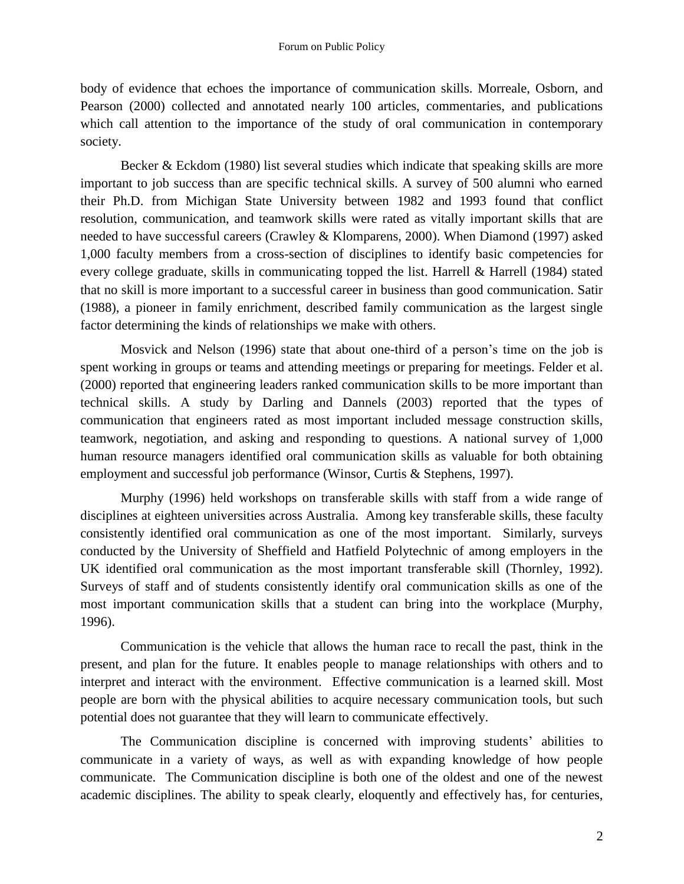body of evidence that echoes the importance of communication skills. Morreale, Osborn, and Pearson (2000) collected and annotated nearly 100 articles, commentaries, and publications which call attention to the importance of the study of oral communication in contemporary society.

Becker & Eckdom (1980) list several studies which indicate that speaking skills are more important to job success than are specific technical skills. A survey of 500 alumni who earned their Ph.D. from Michigan State University between 1982 and 1993 found that conflict resolution, communication, and teamwork skills were rated as vitally important skills that are needed to have successful careers (Crawley & Klomparens, 2000). When Diamond (1997) asked 1,000 faculty members from a cross-section of disciplines to identify basic competencies for every college graduate, skills in communicating topped the list. Harrell & Harrell (1984) stated that no skill is more important to a successful career in business than good communication. Satir (1988), a pioneer in family enrichment, described family communication as the largest single factor determining the kinds of relationships we make with others.

Mosvick and Nelson (1996) state that about one-third of a person's time on the job is spent working in groups or teams and attending meetings or preparing for meetings. Felder et al. (2000) reported that engineering leaders ranked communication skills to be more important than technical skills. A study by Darling and Dannels (2003) reported that the types of communication that engineers rated as most important included message construction skills, teamwork, negotiation, and asking and responding to questions. A national survey of 1,000 human resource managers identified oral communication skills as valuable for both obtaining employment and successful job performance (Winsor, Curtis & Stephens, 1997).

Murphy (1996) held workshops on transferable skills with staff from a wide range of disciplines at eighteen universities across Australia. Among key transferable skills, these faculty consistently identified oral communication as one of the most important. Similarly, surveys conducted by the University of Sheffield and Hatfield Polytechnic of among employers in the UK identified oral communication as the most important transferable skill (Thornley, 1992). Surveys of staff and of students consistently identify oral communication skills as one of the most important communication skills that a student can bring into the workplace (Murphy, 1996).

Communication is the vehicle that allows the human race to recall the past, think in the present, and plan for the future. It enables people to manage relationships with others and to interpret and interact with the environment. Effective communication is a learned skill. Most people are born with the physical abilities to acquire necessary communication tools, but such potential does not guarantee that they will learn to communicate effectively.

The Communication discipline is concerned with improving students' abilities to communicate in a variety of ways, as well as with expanding knowledge of how people communicate. The Communication discipline is both one of the oldest and one of the newest academic disciplines. The ability to speak clearly, eloquently and effectively has, for centuries,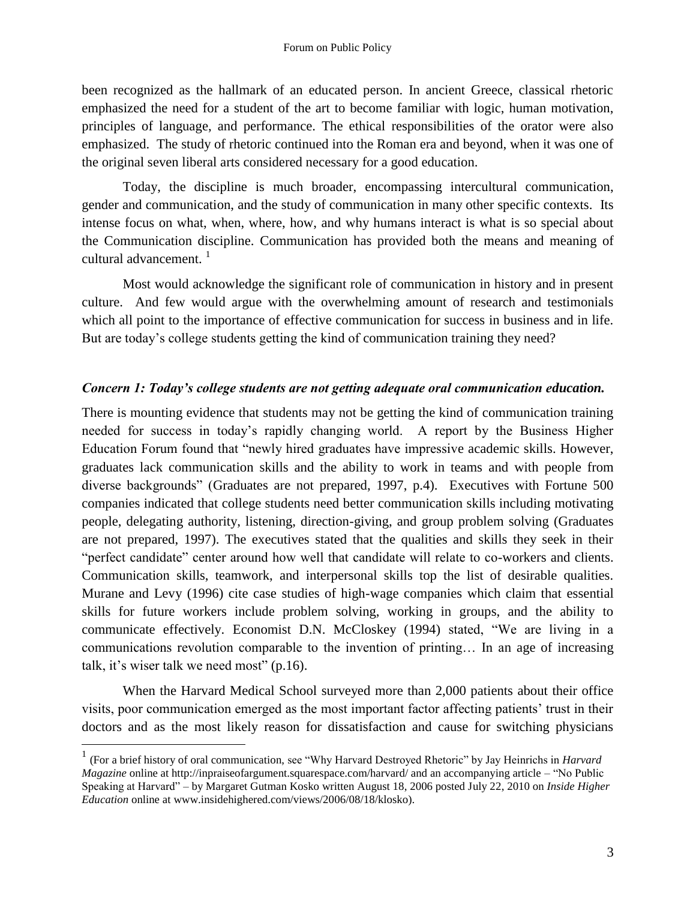been recognized as the hallmark of an educated person. In ancient Greece, classical rhetoric emphasized the need for a student of the art to become familiar with logic, human motivation, principles of language, and performance. The ethical responsibilities of the orator were also emphasized. The study of rhetoric continued into the Roman era and beyond, when it was one of the original seven liberal arts considered necessary for a good education.

Today, the discipline is much broader, encompassing intercultural communication, gender and communication, and the study of communication in many other specific contexts. Its intense focus on what, when, where, how, and why humans interact is what is so special about the Communication discipline. Communication has provided both the means and meaning of cultural advancement. [1]

Most would acknowledge the significant role of communication in history and in present culture. And few would argue with the overwhelming amount of research and testimonials which all point to the importance of effective communication for success in business and in life. But are today's college students getting the kind of communication training they need?

### *Concern 1: Today's college students are not getting adequate oral communication education.*

There is mounting evidence that students may not be getting the kind of communication training needed for success in today's rapidly changing world. A report by the Business Higher Education Forum found that "newly hired graduates have impressive academic skills. However, graduates lack communication skills and the ability to work in teams and with people from diverse backgrounds" (Graduates are not prepared, 1997, p.4). Executives with Fortune 500 companies indicated that college students need better communication skills including motivating people, delegating authority, listening, direction-giving, and group problem solving (Graduates are not prepared, 1997). The executives stated that the qualities and skills they seek in their "perfect candidate" center around how well that candidate will relate to co-workers and clients. Communication skills, teamwork, and interpersonal skills top the list of desirable qualities. Murane and Levy (1996) cite case studies of high-wage companies which claim that essential skills for future workers include problem solving, working in groups, and the ability to communicate effectively. Economist D.N. McCloskey (1994) stated, "We are living in a communications revolution comparable to the invention of printing… In an age of increasing talk, it's wiser talk we need most" (p.16).

When the Harvard Medical School surveyed more than 2,000 patients about their office visits, poor communication emerged as the most important factor affecting patients' trust in their doctors and as the most likely reason for dissatisfaction and cause for switching physicians

---

[1] (For a brief history of oral communication, see "Why Harvard Destroyed Rhetoric" by Jay Heinrichs in *Harvard Magazine* online at http://inpraiseofargument.squarespace.com/harvard/ and an accompanying article – "No Public Speaking at Harvard" – by Margaret Gutman Kosko written August 18, 2006 posted July 22, 2010 on *Inside Higher Education* online at www.insidehighered.com/views/2006/08/18/klosko).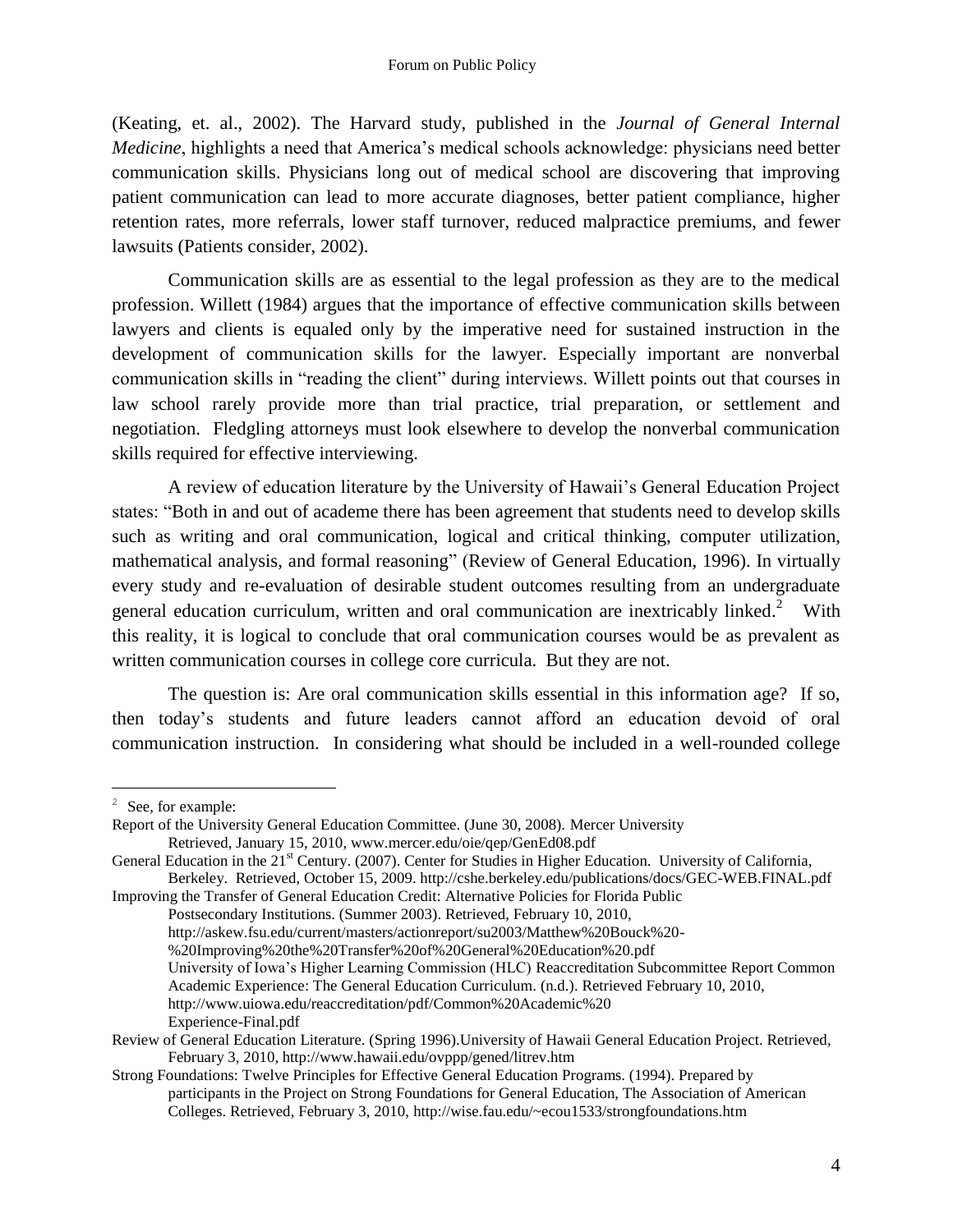(Keating, et. al., 2002). The Harvard study, published in the *Journal of General Internal Medicine*, highlights a need that America's medical schools acknowledge: physicians need better communication skills. Physicians long out of medical school are discovering that improving patient communication can lead to more accurate diagnoses, better patient compliance, higher retention rates, more referrals, lower staff turnover, reduced malpractice premiums, and fewer lawsuits (Patients consider, 2002).

Communication skills are as essential to the legal profession as they are to the medical profession. Willett (1984) argues that the importance of effective communication skills between lawyers and clients is equaled only by the imperative need for sustained instruction in the development of communication skills for the lawyer. Especially important are nonverbal communication skills in "reading the client" during interviews. Willett points out that courses in law school rarely provide more than trial practice, trial preparation, or settlement and negotiation. Fledgling attorneys must look elsewhere to develop the nonverbal communication skills required for effective interviewing.

A review of education literature by the University of Hawaii's General Education Project states: "Both in and out of academe there has been agreement that students need to develop skills such as writing and oral communication, logical and critical thinking, computer utilization, mathematical analysis, and formal reasoning" (Review of General Education, 1996). In virtually every study and re-evaluation of desirable student outcomes resulting from an undergraduate general education curriculum, written and oral communication are inextricably linked.[2] With this reality, it is logical to conclude that oral communication courses would be as prevalent as written communication courses in college core curricula. But they are not.

The question is: Are oral communication skills essential in this information age? If so, then today's students and future leaders cannot afford an education devoid of oral communication instruction. In considering what should be included in a well-rounded college

---

[2] See, for example:

Report of the University General Education Committee. (June 30, 2008). Mercer University Retrieved, January 15, 2010, www.mercer.edu/oie/qep/GenEd08.pdf

General Education in the 21st Century. (2007). Center for Studies in Higher Education. University of California, Berkeley. Retrieved, October 15, 2009. http://cshe.berkeley.edu/publications/docs/GEC-WEB.FINAL.pdf

Improving the Transfer of General Education Credit: Alternative Policies for Florida Public Postsecondary Institutions. (Summer 2003). Retrieved, February 10, 2010, http://askew.fsu.edu/current/masters/actionreport/su2003/Matthew%20Bouck%20-%20Improving%20the%20Transfer%20of%20General%20Education%20.pdf
University of Iowa's Higher Learning Commission (HLC) Reaccreditation Subcommittee Report Common Academic Experience: The General Education Curriculum. (n.d.). Retrieved February 10, 2010, http://www.uiowa.edu/reaccreditation/pdf/Common%20Academic%20 Experience-Final.pdf

Review of General Education Literature. (Spring 1996).University of Hawaii General Education Project. Retrieved, February 3, 2010, http://www.hawaii.edu/ovppp/gened/litrev.htm

Strong Foundations: Twelve Principles for Effective General Education Programs. (1994). Prepared by participants in the Project on Strong Foundations for General Education, The Association of American Colleges. Retrieved, February 3, 2010, http://wise.fau.edu/~ecou1533/strongfoundations.htm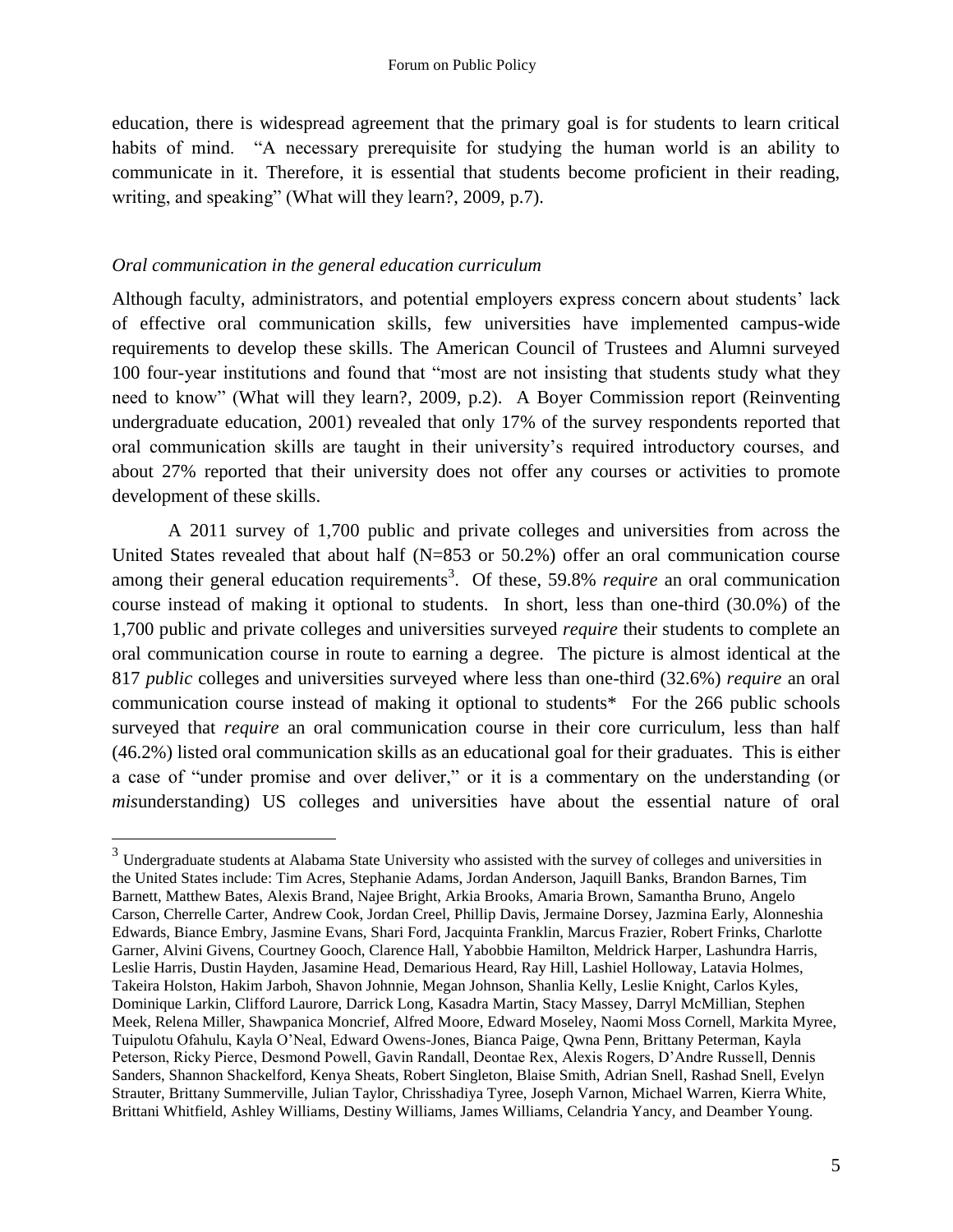education, there is widespread agreement that the primary goal is for students to learn critical habits of mind. "A necessary prerequisite for studying the human world is an ability to communicate in it. Therefore, it is essential that students become proficient in their reading, writing, and speaking" (What will they learn?, 2009, p.7).

### *Oral communication in the general education curriculum*

Although faculty, administrators, and potential employers express concern about students' lack of effective oral communication skills, few universities have implemented campus-wide requirements to develop these skills. The American Council of Trustees and Alumni surveyed 100 four-year institutions and found that "most are not insisting that students study what they need to know" (What will they learn?, 2009, p.2). A Boyer Commission report (Reinventing undergraduate education, 2001) revealed that only 17% of the survey respondents reported that oral communication skills are taught in their university's required introductory courses, and about 27% reported that their university does not offer any courses or activities to promote development of these skills.

A 2011 survey of 1,700 public and private colleges and universities from across the United States revealed that about half (N=853 or 50.2%) offer an oral communication course among their general education requirements[3]. Of these, 59.8% *require* an oral communication course instead of making it optional to students. In short, less than one-third (30.0%) of the 1,700 public and private colleges and universities surveyed *require* their students to complete an oral communication course in route to earning a degree. The picture is almost identical at the 817 *public* colleges and universities surveyed where less than one-third (32.6%) *require* an oral communication course instead of making it optional to students* For the 266 public schools surveyed that *require* an oral communication course in their core curriculum, less than half (46.2%) listed oral communication skills as an educational goal for their graduates. This is either a case of "under promise and over deliver," or it is a commentary on the understanding (or *mis*understanding) US colleges and universities have about the essential nature of oral

[3] Undergraduate students at Alabama State University who assisted with the survey of colleges and universities in the United States include: Tim Acres, Stephanie Adams, Jordan Anderson, Jaquill Banks, Brandon Barnes, Tim Barnett, Matthew Bates, Alexis Brand, Najee Bright, Arkia Brooks, Amaria Brown, Samantha Bruno, Angelo Carson, Cherrelle Carter, Andrew Cook, Jordan Creel, Phillip Davis, Jermaine Dorsey, Jazmina Early, Alonneshia Edwards, Biance Embry, Jasmine Evans, Shari Ford, Jacquinta Franklin, Marcus Frazier, Robert Frinks, Charlotte Garner, Alvini Givens, Courtney Gooch, Clarence Hall, Yabobbie Hamilton, Meldrick Harper, Lashundra Harris, Leslie Harris, Dustin Hayden, Jasamine Head, Demarious Heard, Ray Hill, Lashiel Holloway, Latavia Holmes, Takeira Holston, Hakim Jarboh, Shavon Johnnie, Megan Johnson, Shanlia Kelly, Leslie Knight, Carlos Kyles, Dominique Larkin, Clifford Laurore, Darrick Long, Kasadra Martin, Stacy Massey, Darryl McMillian, Stephen Meek, Relena Miller, Shawpanica Moncrief, Alfred Moore, Edward Moseley, Naomi Moss Cornell, Markita Myree, Tuipulotu Ofahulu, Kayla O'Neal, Edward Owens-Jones, Bianca Paige, Qwna Penn, Brittany Peterman, Kayla Peterson, Ricky Pierce, Desmond Powell, Gavin Randall, Deontae Rex, Alexis Rogers, D'Andre Russell, Dennis Sanders, Shannon Shackelford, Kenya Sheats, Robert Singleton, Blaise Smith, Adrian Snell, Rashad Snell, Evelyn Strauter, Brittany Summerville, Julian Taylor, Chrisshadiya Tyree, Joseph Varnon, Michael Warren, Kierra White, Brittani Whitfield, Ashley Williams, Destiny Williams, James Williams, Celandria Yancy, and Deamber Young.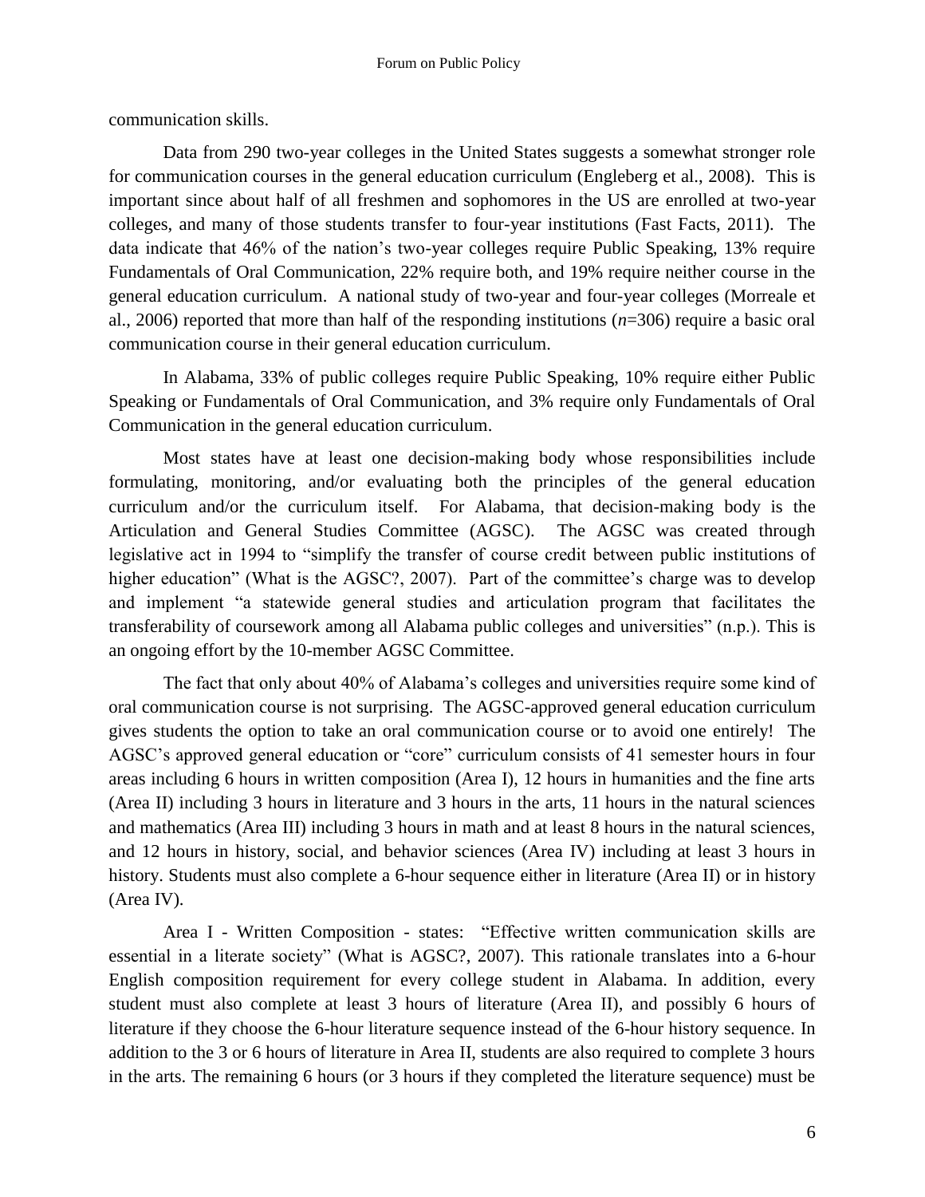communication skills.

Data from 290 two-year colleges in the United States suggests a somewhat stronger role for communication courses in the general education curriculum (Engleberg et al., 2008). This is important since about half of all freshmen and sophomores in the US are enrolled at two-year colleges, and many of those students transfer to four-year institutions (Fast Facts, 2011). The data indicate that 46% of the nation's two-year colleges require Public Speaking, 13% require Fundamentals of Oral Communication, 22% require both, and 19% require neither course in the general education curriculum. A national study of two-year and four-year colleges (Morreale et al., 2006) reported that more than half of the responding institutions (*n*=306) require a basic oral communication course in their general education curriculum.

In Alabama, 33% of public colleges require Public Speaking, 10% require either Public Speaking or Fundamentals of Oral Communication, and 3% require only Fundamentals of Oral Communication in the general education curriculum.

Most states have at least one decision-making body whose responsibilities include formulating, monitoring, and/or evaluating both the principles of the general education curriculum and/or the curriculum itself. For Alabama, that decision-making body is the Articulation and General Studies Committee (AGSC). The AGSC was created through legislative act in 1994 to "simplify the transfer of course credit between public institutions of higher education" (What is the AGSC?, 2007). Part of the committee's charge was to develop and implement "a statewide general studies and articulation program that facilitates the transferability of coursework among all Alabama public colleges and universities" (n.p.). This is an ongoing effort by the 10-member AGSC Committee.

The fact that only about 40% of Alabama's colleges and universities require some kind of oral communication course is not surprising. The AGSC-approved general education curriculum gives students the option to take an oral communication course or to avoid one entirely! The AGSC's approved general education or "core" curriculum consists of 41 semester hours in four areas including 6 hours in written composition (Area I), 12 hours in humanities and the fine arts (Area II) including 3 hours in literature and 3 hours in the arts, 11 hours in the natural sciences and mathematics (Area III) including 3 hours in math and at least 8 hours in the natural sciences, and 12 hours in history, social, and behavior sciences (Area IV) including at least 3 hours in history. Students must also complete a 6-hour sequence either in literature (Area II) or in history (Area IV).

Area I - Written Composition - states: "Effective written communication skills are essential in a literate society" (What is AGSC?, 2007). This rationale translates into a 6-hour English composition requirement for every college student in Alabama. In addition, every student must also complete at least 3 hours of literature (Area II), and possibly 6 hours of literature if they choose the 6-hour literature sequence instead of the 6-hour history sequence. In addition to the 3 or 6 hours of literature in Area II, students are also required to complete 3 hours in the arts. The remaining 6 hours (or 3 hours if they completed the literature sequence) must be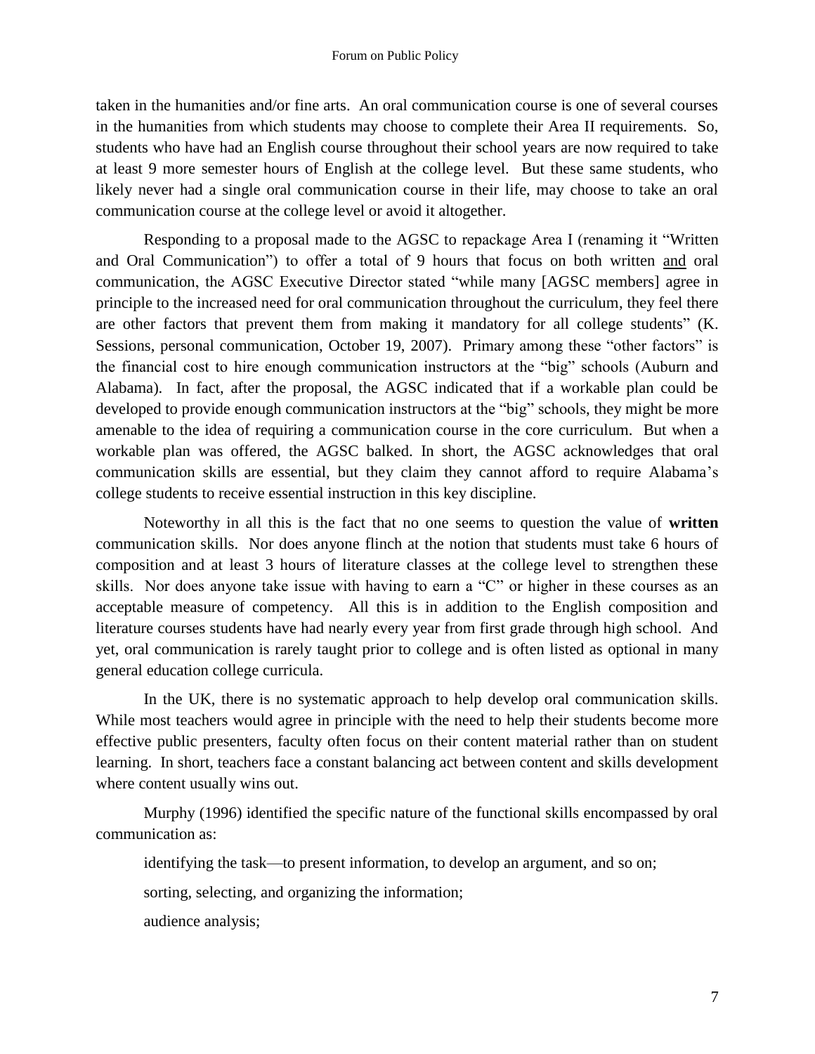taken in the humanities and/or fine arts. An oral communication course is one of several courses in the humanities from which students may choose to complete their Area II requirements. So, students who have had an English course throughout their school years are now required to take at least 9 more semester hours of English at the college level. But these same students, who likely never had a single oral communication course in their life, may choose to take an oral communication course at the college level or avoid it altogether.

Responding to a proposal made to the AGSC to repackage Area I (renaming it "Written and Oral Communication") to offer a total of 9 hours that focus on both written <u>and</u> oral communication, the AGSC Executive Director stated "while many [AGSC members] agree in principle to the increased need for oral communication throughout the curriculum, they feel there are other factors that prevent them from making it mandatory for all college students" (K. Sessions, personal communication, October 19, 2007). Primary among these "other factors" is the financial cost to hire enough communication instructors at the "big" schools (Auburn and Alabama). In fact, after the proposal, the AGSC indicated that if a workable plan could be developed to provide enough communication instructors at the "big" schools, they might be more amenable to the idea of requiring a communication course in the core curriculum. But when a workable plan was offered, the AGSC balked. In short, the AGSC acknowledges that oral communication skills are essential, but they claim they cannot afford to require Alabama's college students to receive essential instruction in this key discipline.

Noteworthy in all this is the fact that no one seems to question the value of **written** communication skills. Nor does anyone flinch at the notion that students must take 6 hours of composition and at least 3 hours of literature classes at the college level to strengthen these skills. Nor does anyone take issue with having to earn a "C" or higher in these courses as an acceptable measure of competency. All this is in addition to the English composition and literature courses students have had nearly every year from first grade through high school. And yet, oral communication is rarely taught prior to college and is often listed as optional in many general education college curricula.

In the UK, there is no systematic approach to help develop oral communication skills. While most teachers would agree in principle with the need to help their students become more effective public presenters, faculty often focus on their content material rather than on student learning. In short, teachers face a constant balancing act between content and skills development where content usually wins out.

Murphy (1996) identified the specific nature of the functional skills encompassed by oral communication as:

identifying the task—to present information, to develop an argument, and so on;

sorting, selecting, and organizing the information;

audience analysis;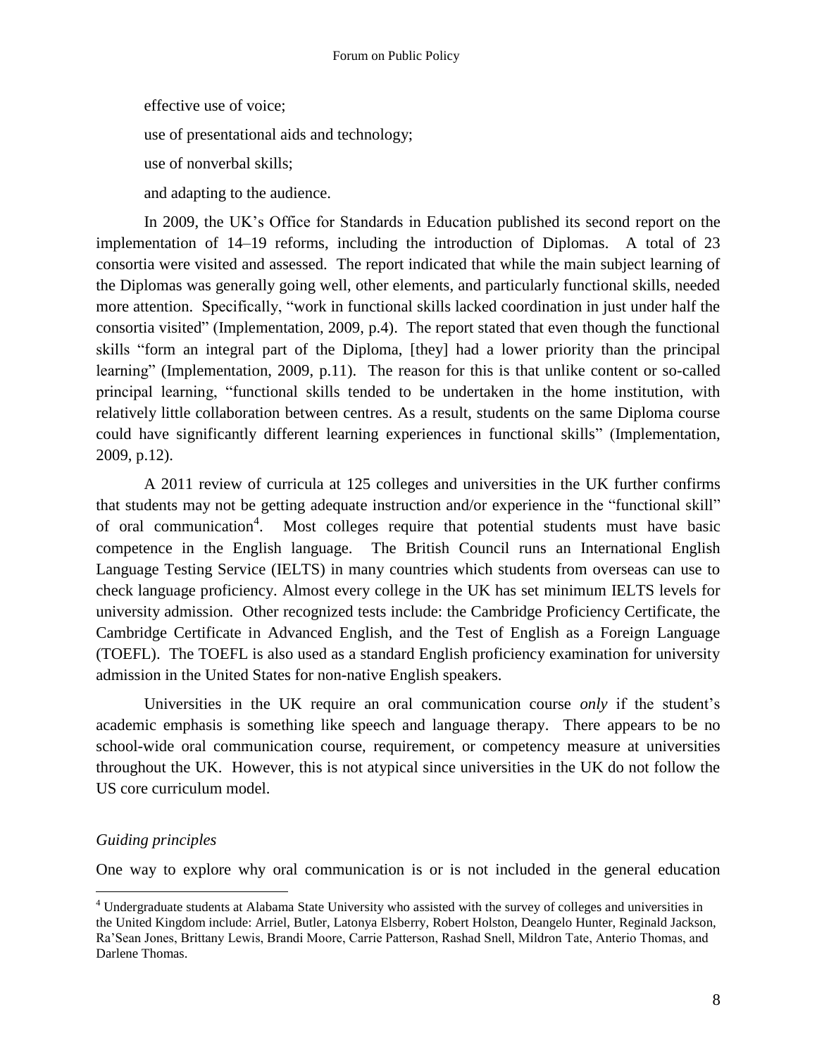effective use of voice;

use of presentational aids and technology;

use of nonverbal skills;

and adapting to the audience.

In 2009, the UK's Office for Standards in Education published its second report on the implementation of 14–19 reforms, including the introduction of Diplomas. A total of 23 consortia were visited and assessed. The report indicated that while the main subject learning of the Diplomas was generally going well, other elements, and particularly functional skills, needed more attention. Specifically, "work in functional skills lacked coordination in just under half the consortia visited" (Implementation, 2009, p.4). The report stated that even though the functional skills "form an integral part of the Diploma, [they] had a lower priority than the principal learning" (Implementation, 2009, p.11). The reason for this is that unlike content or so-called principal learning, "functional skills tended to be undertaken in the home institution, with relatively little collaboration between centres. As a result, students on the same Diploma course could have significantly different learning experiences in functional skills" (Implementation, 2009, p.12).

A 2011 review of curricula at 125 colleges and universities in the UK further confirms that students may not be getting adequate instruction and/or experience in the "functional skill" of oral communication[4]. Most colleges require that potential students must have basic competence in the English language. The British Council runs an International English Language Testing Service (IELTS) in many countries which students from overseas can use to check language proficiency. Almost every college in the UK has set minimum IELTS levels for university admission. Other recognized tests include: the Cambridge Proficiency Certificate, the Cambridge Certificate in Advanced English, and the Test of English as a Foreign Language (TOEFL). The TOEFL is also used as a standard English proficiency examination for university admission in the United States for non-native English speakers.

Universities in the UK require an oral communication course *only* if the student's academic emphasis is something like speech and language therapy. There appears to be no school-wide oral communication course, requirement, or competency measure at universities throughout the UK. However, this is not atypical since universities in the UK do not follow the US core curriculum model.

*Guiding principles*

One way to explore why oral communication is or is not included in the general education

[4] Undergraduate students at Alabama State University who assisted with the survey of colleges and universities in the United Kingdom include: Arriel, Butler, Latonya Elsberry, Robert Holston, Deangelo Hunter, Reginald Jackson, Ra'Sean Jones, Brittany Lewis, Brandi Moore, Carrie Patterson, Rashad Snell, Mildron Tate, Anterio Thomas, and Darlene Thomas.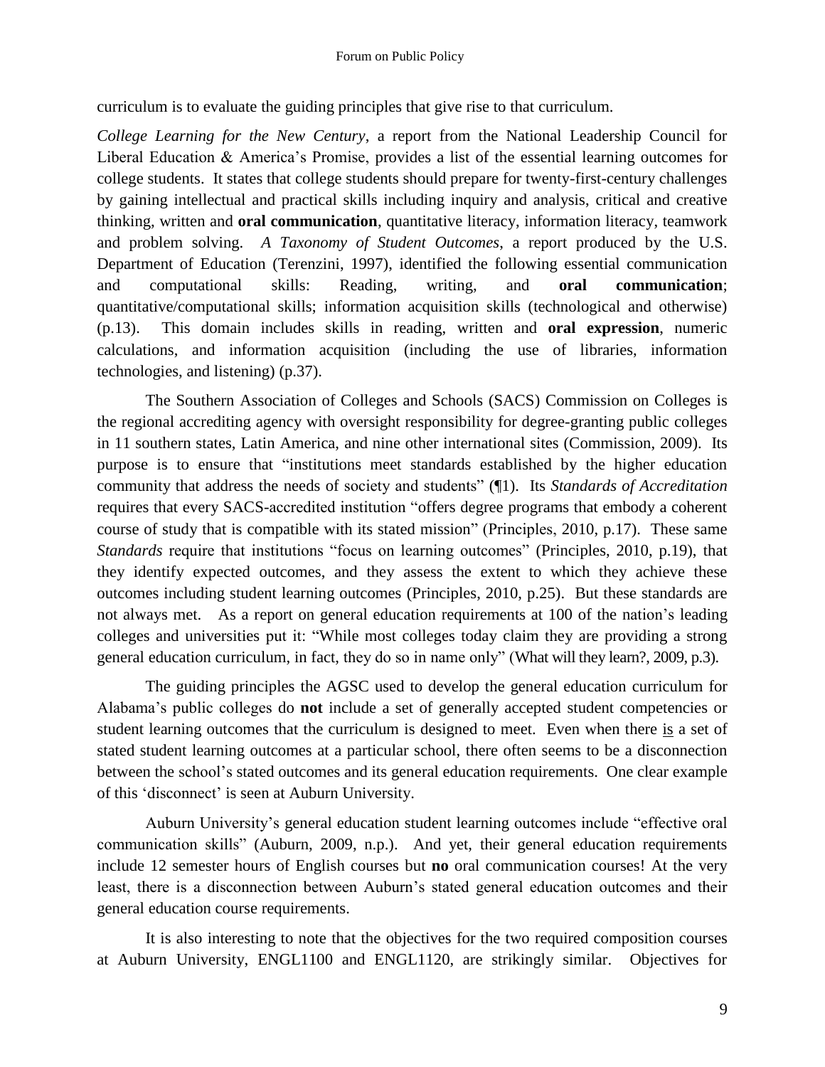curriculum is to evaluate the guiding principles that give rise to that curriculum.

*College Learning for the New Century*, a report from the National Leadership Council for Liberal Education & America's Promise, provides a list of the essential learning outcomes for college students. It states that college students should prepare for twenty-first-century challenges by gaining intellectual and practical skills including inquiry and analysis, critical and creative thinking, written and **oral communication**, quantitative literacy, information literacy, teamwork and problem solving. *A Taxonomy of Student Outcomes*, a report produced by the U.S. Department of Education (Terenzini, 1997), identified the following essential communication and computational skills: Reading, writing, and **oral communication**; quantitative/computational skills; information acquisition skills (technological and otherwise) (p.13). This domain includes skills in reading, written and **oral expression**, numeric calculations, and information acquisition (including the use of libraries, information technologies, and listening) (p.37).

The Southern Association of Colleges and Schools (SACS) Commission on Colleges is the regional accrediting agency with oversight responsibility for degree-granting public colleges in 11 southern states, Latin America, and nine other international sites (Commission, 2009). Its purpose is to ensure that "institutions meet standards established by the higher education community that address the needs of society and students" (¶1). Its *Standards of Accreditation* requires that every SACS-accredited institution "offers degree programs that embody a coherent course of study that is compatible with its stated mission" (Principles, 2010, p.17). These same *Standards* require that institutions "focus on learning outcomes" (Principles, 2010, p.19), that they identify expected outcomes, and they assess the extent to which they achieve these outcomes including student learning outcomes (Principles, 2010, p.25). But these standards are not always met. As a report on general education requirements at 100 of the nation's leading colleges and universities put it: "While most colleges today claim they are providing a strong general education curriculum, in fact, they do so in name only" (What will they learn?, 2009, p.3).

The guiding principles the AGSC used to develop the general education curriculum for Alabama's public colleges do **not** include a set of generally accepted student competencies or student learning outcomes that the curriculum is designed to meet. Even when there is a set of stated student learning outcomes at a particular school, there often seems to be a disconnection between the school's stated outcomes and its general education requirements. One clear example of this 'disconnect' is seen at Auburn University.

Auburn University's general education student learning outcomes include "effective oral communication skills" (Auburn, 2009, n.p.). And yet, their general education requirements include 12 semester hours of English courses but **no** oral communication courses! At the very least, there is a disconnection between Auburn's stated general education outcomes and their general education course requirements.

It is also interesting to note that the objectives for the two required composition courses at Auburn University, ENGL1100 and ENGL1120, are strikingly similar. Objectives for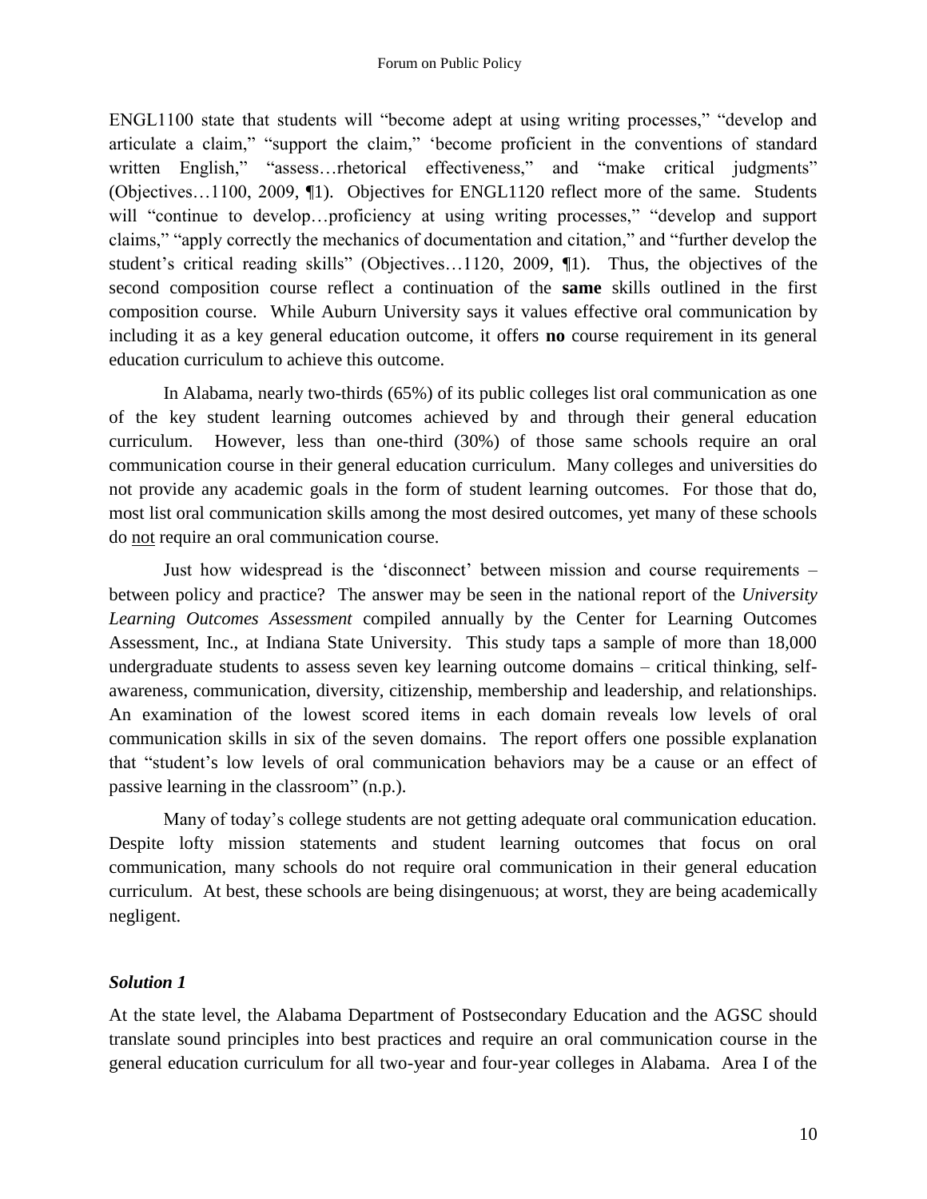ENGL1100 state that students will "become adept at using writing processes," "develop and articulate a claim," "support the claim," 'become proficient in the conventions of standard written English," "assess…rhetorical effectiveness," and "make critical judgments" (Objectives…1100, 2009, ¶1). Objectives for ENGL1120 reflect more of the same. Students will "continue to develop…proficiency at using writing processes," "develop and support claims," "apply correctly the mechanics of documentation and citation," and "further develop the student's critical reading skills" (Objectives…1120, 2009, ¶1). Thus, the objectives of the second composition course reflect a continuation of the **same** skills outlined in the first composition course. While Auburn University says it values effective oral communication by including it as a key general education outcome, it offers **no** course requirement in its general education curriculum to achieve this outcome.

In Alabama, nearly two-thirds (65%) of its public colleges list oral communication as one of the key student learning outcomes achieved by and through their general education curriculum. However, less than one-third (30%) of those same schools require an oral communication course in their general education curriculum. Many colleges and universities do not provide any academic goals in the form of student learning outcomes. For those that do, most list oral communication skills among the most desired outcomes, yet many of these schools do <u>not</u> require an oral communication course.

Just how widespread is the 'disconnect' between mission and course requirements – between policy and practice? The answer may be seen in the national report of the *University Learning Outcomes Assessment* compiled annually by the Center for Learning Outcomes Assessment, Inc., at Indiana State University. This study taps a sample of more than 18,000 undergraduate students to assess seven key learning outcome domains – critical thinking, self-awareness, communication, diversity, citizenship, membership and leadership, and relationships. An examination of the lowest scored items in each domain reveals low levels of oral communication skills in six of the seven domains. The report offers one possible explanation that "student's low levels of oral communication behaviors may be a cause or an effect of passive learning in the classroom" (n.p.).

Many of today's college students are not getting adequate oral communication education. Despite lofty mission statements and student learning outcomes that focus on oral communication, many schools do not require oral communication in their general education curriculum. At best, these schools are being disingenuous; at worst, they are being academically negligent.

### *Solution 1*

At the state level, the Alabama Department of Postsecondary Education and the AGSC should translate sound principles into best practices and require an oral communication course in the general education curriculum for all two-year and four-year colleges in Alabama. Area I of the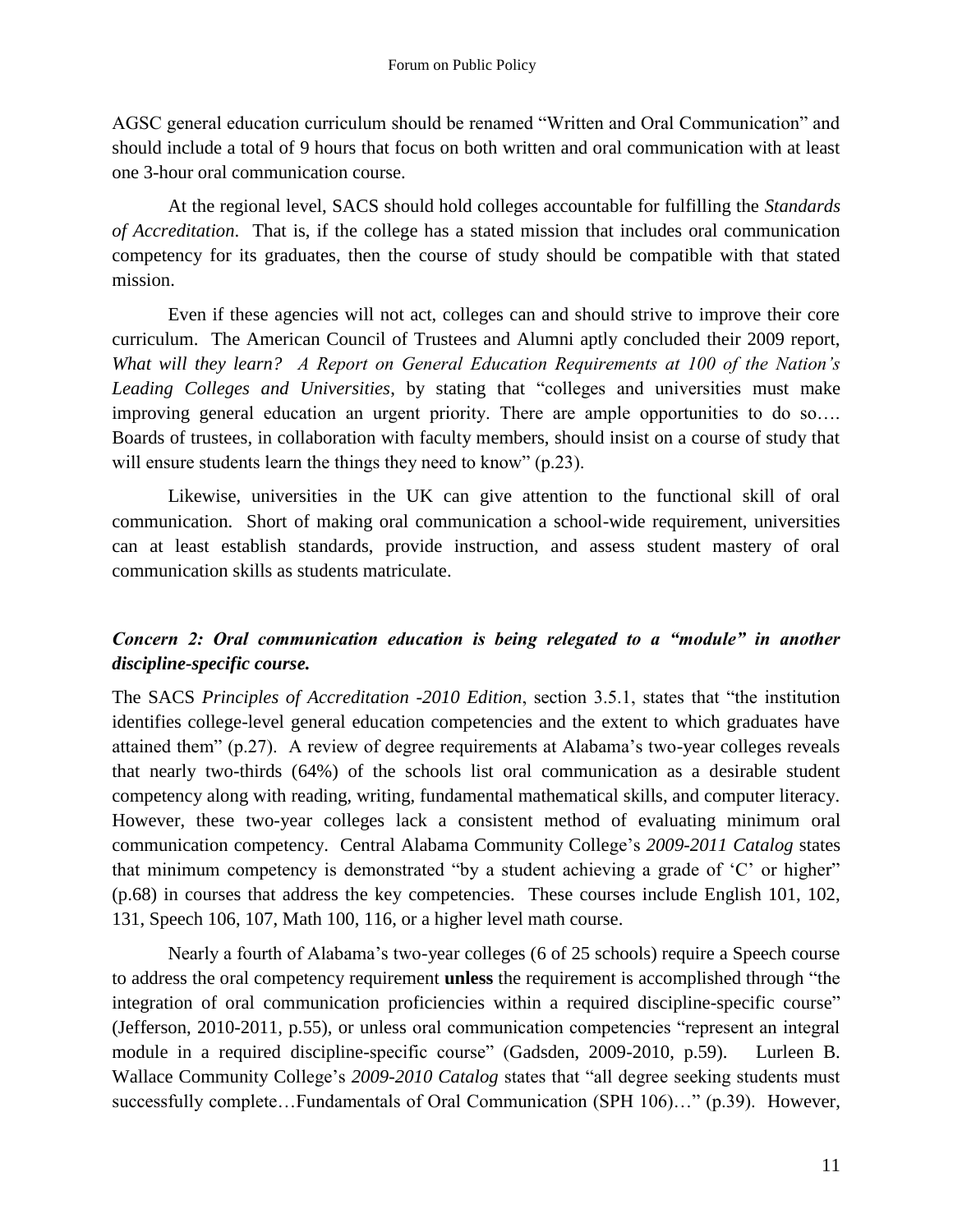AGSC general education curriculum should be renamed "Written and Oral Communication" and should include a total of 9 hours that focus on both written and oral communication with at least one 3-hour oral communication course.

At the regional level, SACS should hold colleges accountable for fulfilling the *Standards of Accreditation*. That is, if the college has a stated mission that includes oral communication competency for its graduates, then the course of study should be compatible with that stated mission.

Even if these agencies will not act, colleges can and should strive to improve their core curriculum. The American Council of Trustees and Alumni aptly concluded their 2009 report, *What will they learn? A Report on General Education Requirements at 100 of the Nation's Leading Colleges and Universities*, by stating that "colleges and universities must make improving general education an urgent priority. There are ample opportunities to do so…. Boards of trustees, in collaboration with faculty members, should insist on a course of study that will ensure students learn the things they need to know" (p.23).

Likewise, universities in the UK can give attention to the functional skill of oral communication. Short of making oral communication a school-wide requirement, universities can at least establish standards, provide instruction, and assess student mastery of oral communication skills as students matriculate.

### *Concern 2: Oral communication education is being relegated to a "module" in another discipline-specific course.*

The SACS *Principles of Accreditation -2010 Edition*, section 3.5.1, states that "the institution identifies college-level general education competencies and the extent to which graduates have attained them" (p.27). A review of degree requirements at Alabama's two-year colleges reveals that nearly two-thirds (64%) of the schools list oral communication as a desirable student competency along with reading, writing, fundamental mathematical skills, and computer literacy. However, these two-year colleges lack a consistent method of evaluating minimum oral communication competency. Central Alabama Community College's *2009-2011 Catalog* states that minimum competency is demonstrated "by a student achieving a grade of 'C' or higher" (p.68) in courses that address the key competencies. These courses include English 101, 102, 131, Speech 106, 107, Math 100, 116, or a higher level math course.

Nearly a fourth of Alabama's two-year colleges (6 of 25 schools) require a Speech course to address the oral competency requirement **unless** the requirement is accomplished through "the integration of oral communication proficiencies within a required discipline-specific course" (Jefferson, 2010-2011, p.55), or unless oral communication competencies "represent an integral module in a required discipline-specific course" (Gadsden, 2009-2010, p.59). Lurleen B. Wallace Community College's *2009-2010 Catalog* states that "all degree seeking students must successfully complete…Fundamentals of Oral Communication (SPH 106)…" (p.39). However,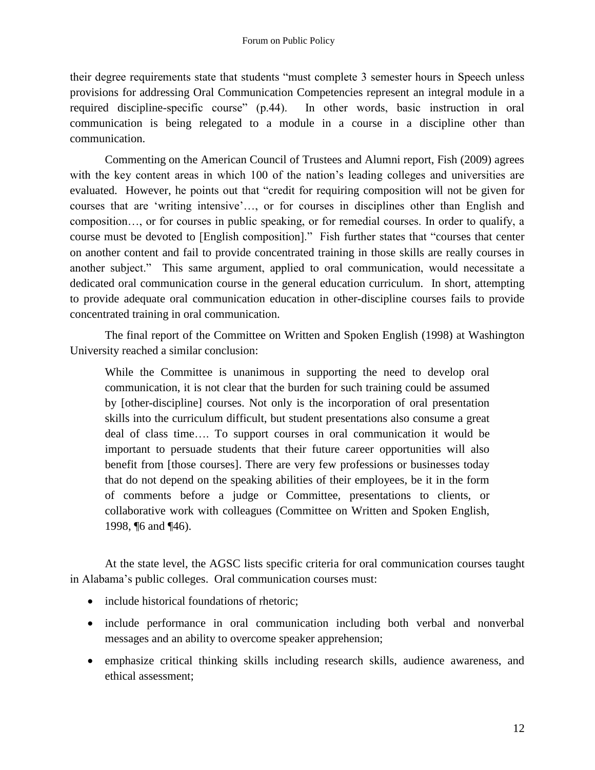their degree requirements state that students "must complete 3 semester hours in Speech unless provisions for addressing Oral Communication Competencies represent an integral module in a required discipline-specific course" (p.44). In other words, basic instruction in oral communication is being relegated to a module in a course in a discipline other than communication.

Commenting on the American Council of Trustees and Alumni report, Fish (2009) agrees with the key content areas in which 100 of the nation's leading colleges and universities are evaluated. However, he points out that "credit for requiring composition will not be given for courses that are 'writing intensive'…, or for courses in disciplines other than English and composition…, or for courses in public speaking, or for remedial courses. In order to qualify, a course must be devoted to [English composition]." Fish further states that "courses that center on another content and fail to provide concentrated training in those skills are really courses in another subject." This same argument, applied to oral communication, would necessitate a dedicated oral communication course in the general education curriculum. In short, attempting to provide adequate oral communication education in other-discipline courses fails to provide concentrated training in oral communication.

The final report of the Committee on Written and Spoken English (1998) at Washington University reached a similar conclusion:

> While the Committee is unanimous in supporting the need to develop oral communication, it is not clear that the burden for such training could be assumed by [other-discipline] courses. Not only is the incorporation of oral presentation skills into the curriculum difficult, but student presentations also consume a great deal of class time…. To support courses in oral communication it would be important to persuade students that their future career opportunities will also benefit from [those courses]. There are very few professions or businesses today that do not depend on the speaking abilities of their employees, be it in the form of comments before a judge or Committee, presentations to clients, or collaborative work with colleagues (Committee on Written and Spoken English, 1998, ¶6 and ¶46).

At the state level, the AGSC lists specific criteria for oral communication courses taught in Alabama's public colleges. Oral communication courses must:

- include historical foundations of rhetoric;
- include performance in oral communication including both verbal and nonverbal messages and an ability to overcome speaker apprehension;
- emphasize critical thinking skills including research skills, audience awareness, and ethical assessment;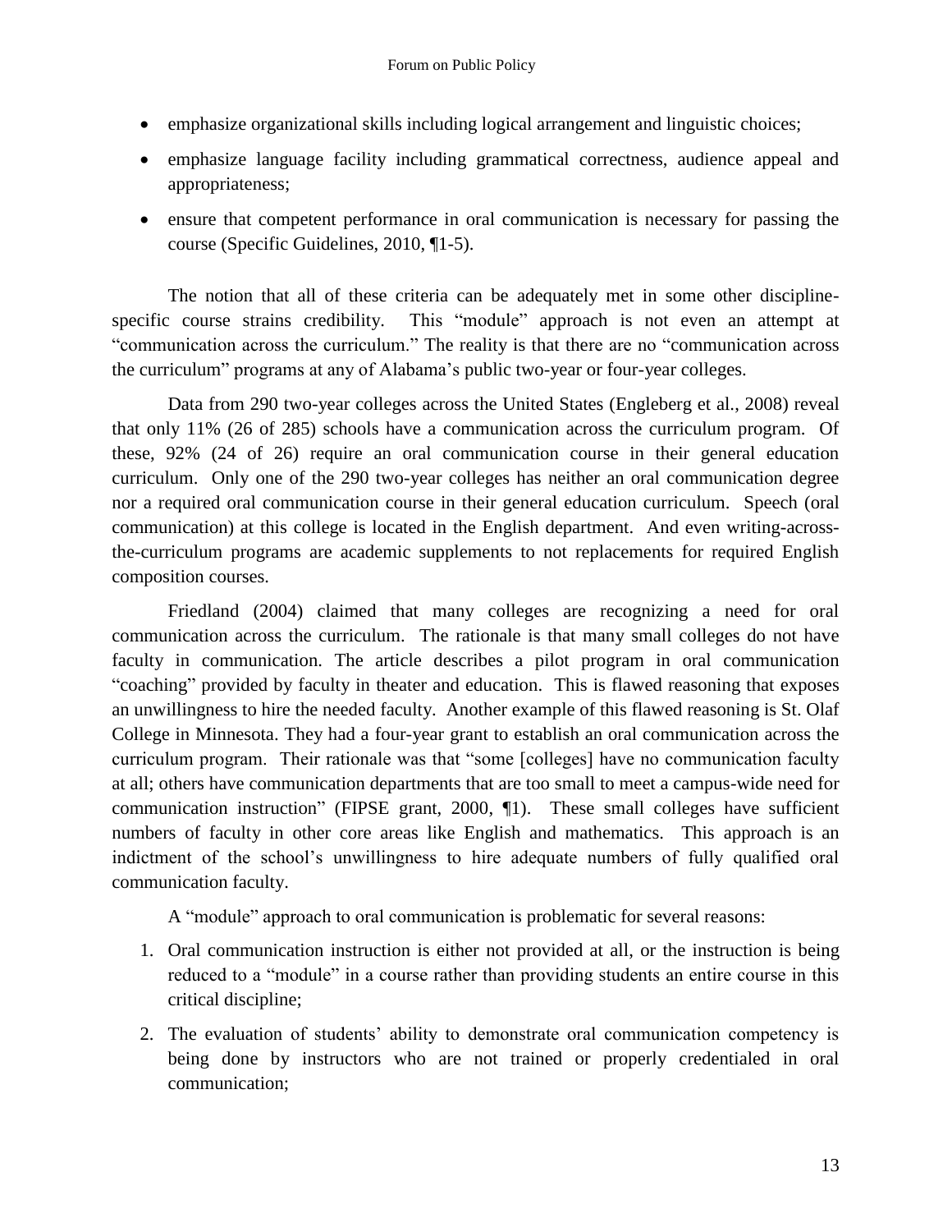- emphasize organizational skills including logical arrangement and linguistic choices;
- emphasize language facility including grammatical correctness, audience appeal and appropriateness;
- ensure that competent performance in oral communication is necessary for passing the course (Specific Guidelines, 2010, ¶1-5).

The notion that all of these criteria can be adequately met in some other discipline-specific course strains credibility. This "module" approach is not even an attempt at "communication across the curriculum." The reality is that there are no "communication across the curriculum" programs at any of Alabama's public two-year or four-year colleges.

Data from 290 two-year colleges across the United States (Engleberg et al., 2008) reveal that only 11% (26 of 285) schools have a communication across the curriculum program. Of these, 92% (24 of 26) require an oral communication course in their general education curriculum. Only one of the 290 two-year colleges has neither an oral communication degree nor a required oral communication course in their general education curriculum. Speech (oral communication) at this college is located in the English department. And even writing-across-the-curriculum programs are academic supplements to not replacements for required English composition courses.

Friedland (2004) claimed that many colleges are recognizing a need for oral communication across the curriculum. The rationale is that many small colleges do not have faculty in communication. The article describes a pilot program in oral communication "coaching" provided by faculty in theater and education. This is flawed reasoning that exposes an unwillingness to hire the needed faculty. Another example of this flawed reasoning is St. Olaf College in Minnesota. They had a four-year grant to establish an oral communication across the curriculum program. Their rationale was that "some [colleges] have no communication faculty at all; others have communication departments that are too small to meet a campus-wide need for communication instruction" (FIPSE grant, 2000, ¶1). These small colleges have sufficient numbers of faculty in other core areas like English and mathematics. This approach is an indictment of the school's unwillingness to hire adequate numbers of fully qualified oral communication faculty.

A "module" approach to oral communication is problematic for several reasons:

1. Oral communication instruction is either not provided at all, or the instruction is being reduced to a "module" in a course rather than providing students an entire course in this critical discipline;
2. The evaluation of students' ability to demonstrate oral communication competency is being done by instructors who are not trained or properly credentialed in oral communication;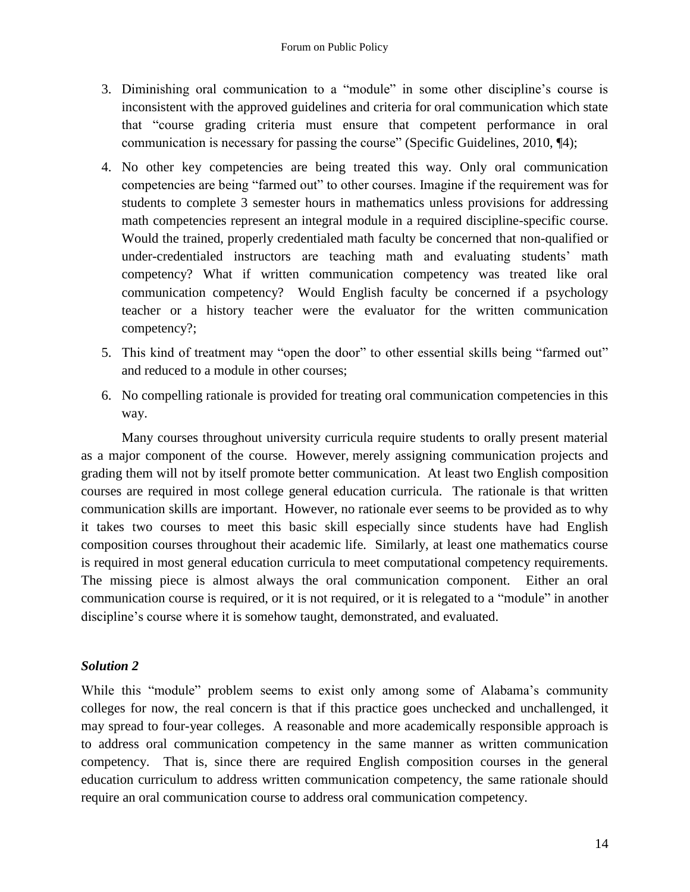3. Diminishing oral communication to a "module" in some other discipline's course is inconsistent with the approved guidelines and criteria for oral communication which state that "course grading criteria must ensure that competent performance in oral communication is necessary for passing the course" (Specific Guidelines, 2010, ¶4);
4. No other key competencies are being treated this way. Only oral communication competencies are being "farmed out" to other courses. Imagine if the requirement was for students to complete 3 semester hours in mathematics unless provisions for addressing math competencies represent an integral module in a required discipline-specific course. Would the trained, properly credentialed math faculty be concerned that non-qualified or under-credentialed instructors are teaching math and evaluating students' math competency? What if written communication competency was treated like oral communication competency? Would English faculty be concerned if a psychology teacher or a history teacher were the evaluator for the written communication competency?;
5. This kind of treatment may "open the door" to other essential skills being "farmed out" and reduced to a module in other courses;
6. No compelling rationale is provided for treating oral communication competencies in this way.

Many courses throughout university curricula require students to orally present material as a major component of the course. However, merely assigning communication projects and grading them will not by itself promote better communication. At least two English composition courses are required in most college general education curricula. The rationale is that written communication skills are important. However, no rationale ever seems to be provided as to why it takes two courses to meet this basic skill especially since students have had English composition courses throughout their academic life. Similarly, at least one mathematics course is required in most general education curricula to meet computational competency requirements. The missing piece is almost always the oral communication component. Either an oral communication course is required, or it is not required, or it is relegated to a "module" in another discipline's course where it is somehow taught, demonstrated, and evaluated.

***Solution 2***

While this "module" problem seems to exist only among some of Alabama's community colleges for now, the real concern is that if this practice goes unchecked and unchallenged, it may spread to four-year colleges. A reasonable and more academically responsible approach is to address oral communication competency in the same manner as written communication competency. That is, since there are required English composition courses in the general education curriculum to address written communication competency, the same rationale should require an oral communication course to address oral communication competency.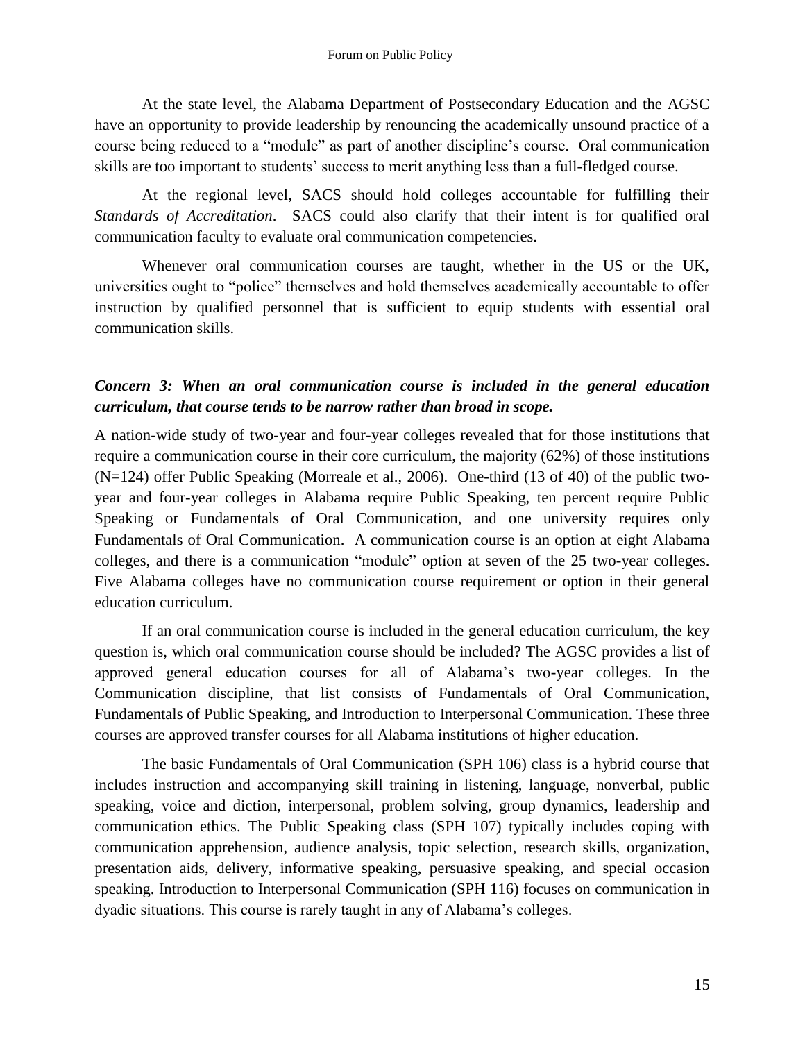At the state level, the Alabama Department of Postsecondary Education and the AGSC have an opportunity to provide leadership by renouncing the academically unsound practice of a course being reduced to a "module" as part of another discipline's course. Oral communication skills are too important to students' success to merit anything less than a full-fledged course.

At the regional level, SACS should hold colleges accountable for fulfilling their *Standards of Accreditation*. SACS could also clarify that their intent is for qualified oral communication faculty to evaluate oral communication competencies.

Whenever oral communication courses are taught, whether in the US or the UK, universities ought to "police" themselves and hold themselves academically accountable to offer instruction by qualified personnel that is sufficient to equip students with essential oral communication skills.

### *Concern 3: When an oral communication course is included in the general education curriculum, that course tends to be narrow rather than broad in scope.*

A nation-wide study of two-year and four-year colleges revealed that for those institutions that require a communication course in their core curriculum, the majority (62%) of those institutions (N=124) offer Public Speaking (Morreale et al., 2006). One-third (13 of 40) of the public two-year and four-year colleges in Alabama require Public Speaking, ten percent require Public Speaking or Fundamentals of Oral Communication, and one university requires only Fundamentals of Oral Communication. A communication course is an option at eight Alabama colleges, and there is a communication "module" option at seven of the 25 two-year colleges. Five Alabama colleges have no communication course requirement or option in their general education curriculum.

If an oral communication course <u>is</u> included in the general education curriculum, the key question is, which oral communication course should be included? The AGSC provides a list of approved general education courses for all of Alabama's two-year colleges. In the Communication discipline, that list consists of Fundamentals of Oral Communication, Fundamentals of Public Speaking, and Introduction to Interpersonal Communication. These three courses are approved transfer courses for all Alabama institutions of higher education.

The basic Fundamentals of Oral Communication (SPH 106) class is a hybrid course that includes instruction and accompanying skill training in listening, language, nonverbal, public speaking, voice and diction, interpersonal, problem solving, group dynamics, leadership and communication ethics. The Public Speaking class (SPH 107) typically includes coping with communication apprehension, audience analysis, topic selection, research skills, organization, presentation aids, delivery, informative speaking, persuasive speaking, and special occasion speaking. Introduction to Interpersonal Communication (SPH 116) focuses on communication in dyadic situations. This course is rarely taught in any of Alabama's colleges.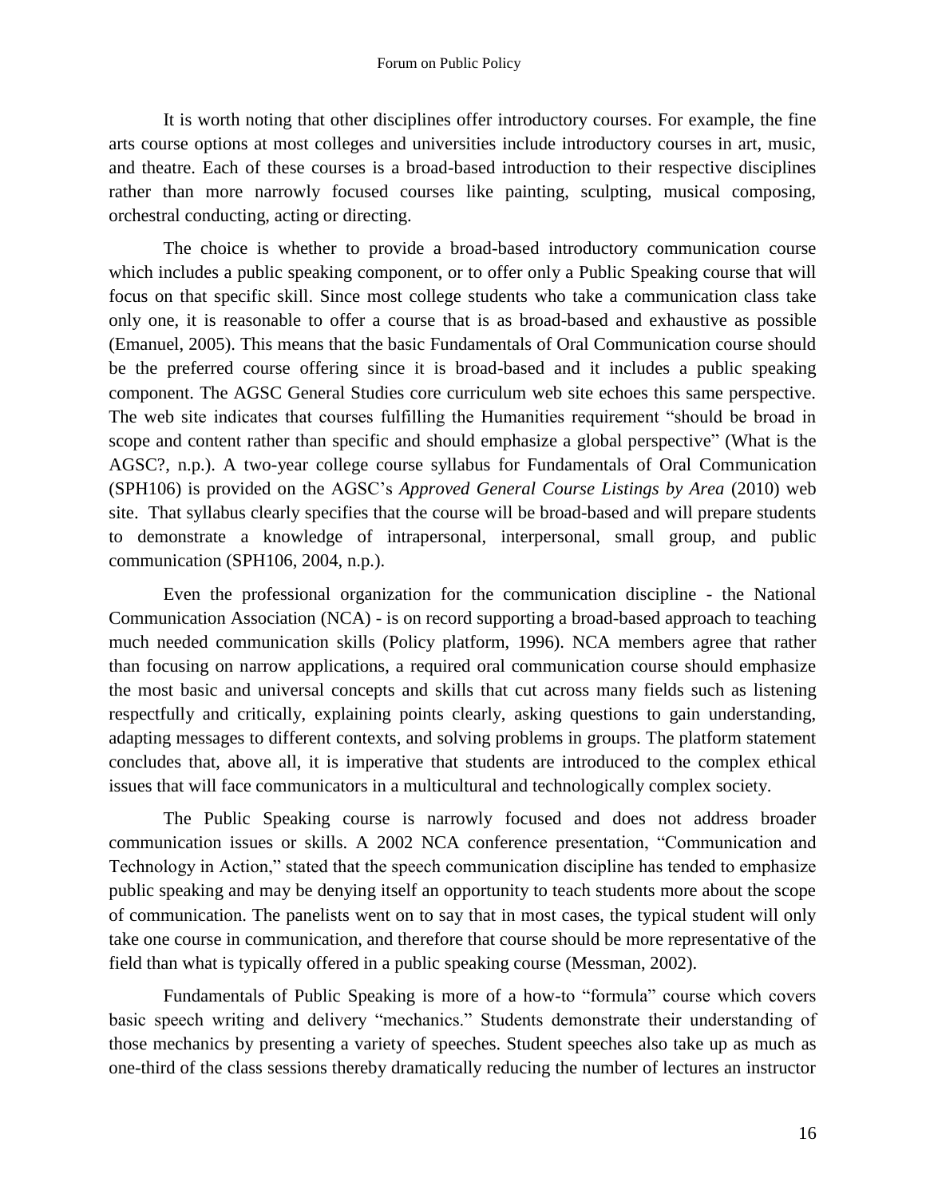It is worth noting that other disciplines offer introductory courses. For example, the fine arts course options at most colleges and universities include introductory courses in art, music, and theatre. Each of these courses is a broad-based introduction to their respective disciplines rather than more narrowly focused courses like painting, sculpting, musical composing, orchestral conducting, acting or directing.

The choice is whether to provide a broad-based introductory communication course which includes a public speaking component, or to offer only a Public Speaking course that will focus on that specific skill. Since most college students who take a communication class take only one, it is reasonable to offer a course that is as broad-based and exhaustive as possible (Emanuel, 2005). This means that the basic Fundamentals of Oral Communication course should be the preferred course offering since it is broad-based and it includes a public speaking component. The AGSC General Studies core curriculum web site echoes this same perspective. The web site indicates that courses fulfilling the Humanities requirement "should be broad in scope and content rather than specific and should emphasize a global perspective" (What is the AGSC?, n.p.). A two-year college course syllabus for Fundamentals of Oral Communication (SPH106) is provided on the AGSC's *Approved General Course Listings by Area* (2010) web site. That syllabus clearly specifies that the course will be broad-based and will prepare students to demonstrate a knowledge of intrapersonal, interpersonal, small group, and public communication (SPH106, 2004, n.p.).

Even the professional organization for the communication discipline - the National Communication Association (NCA) - is on record supporting a broad-based approach to teaching much needed communication skills (Policy platform, 1996). NCA members agree that rather than focusing on narrow applications, a required oral communication course should emphasize the most basic and universal concepts and skills that cut across many fields such as listening respectfully and critically, explaining points clearly, asking questions to gain understanding, adapting messages to different contexts, and solving problems in groups. The platform statement concludes that, above all, it is imperative that students are introduced to the complex ethical issues that will face communicators in a multicultural and technologically complex society.

The Public Speaking course is narrowly focused and does not address broader communication issues or skills. A 2002 NCA conference presentation, "Communication and Technology in Action," stated that the speech communication discipline has tended to emphasize public speaking and may be denying itself an opportunity to teach students more about the scope of communication. The panelists went on to say that in most cases, the typical student will only take one course in communication, and therefore that course should be more representative of the field than what is typically offered in a public speaking course (Messman, 2002).

Fundamentals of Public Speaking is more of a how-to "formula" course which covers basic speech writing and delivery "mechanics." Students demonstrate their understanding of those mechanics by presenting a variety of speeches. Student speeches also take up as much as one-third of the class sessions thereby dramatically reducing the number of lectures an instructor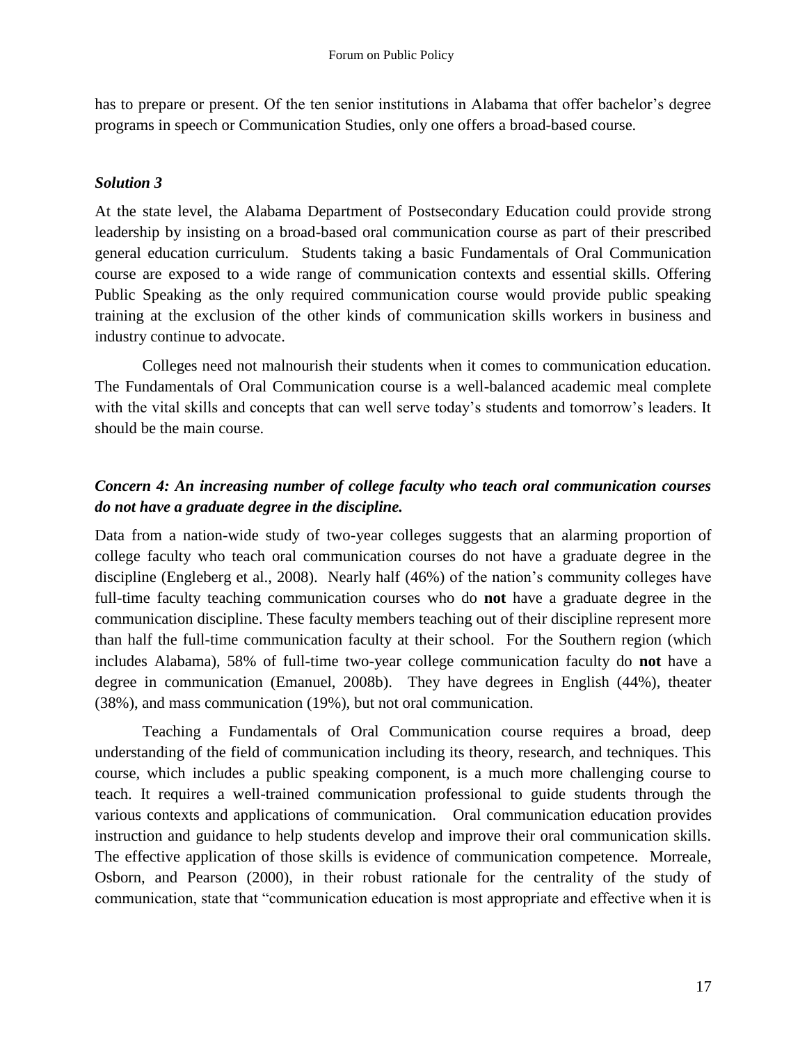has to prepare or present. Of the ten senior institutions in Alabama that offer bachelor's degree programs in speech or Communication Studies, only one offers a broad-based course.

### *Solution 3*

At the state level, the Alabama Department of Postsecondary Education could provide strong leadership by insisting on a broad-based oral communication course as part of their prescribed general education curriculum. Students taking a basic Fundamentals of Oral Communication course are exposed to a wide range of communication contexts and essential skills. Offering Public Speaking as the only required communication course would provide public speaking training at the exclusion of the other kinds of communication skills workers in business and industry continue to advocate.

Colleges need not malnourish their students when it comes to communication education. The Fundamentals of Oral Communication course is a well-balanced academic meal complete with the vital skills and concepts that can well serve today's students and tomorrow's leaders. It should be the main course.

### *Concern 4: An increasing number of college faculty who teach oral communication courses do not have a graduate degree in the discipline.*

Data from a nation-wide study of two-year colleges suggests that an alarming proportion of college faculty who teach oral communication courses do not have a graduate degree in the discipline (Engleberg et al., 2008). Nearly half (46%) of the nation's community colleges have full-time faculty teaching communication courses who do **not** have a graduate degree in the communication discipline. These faculty members teaching out of their discipline represent more than half the full-time communication faculty at their school. For the Southern region (which includes Alabama), 58% of full-time two-year college communication faculty do **not** have a degree in communication (Emanuel, 2008b). They have degrees in English (44%), theater (38%), and mass communication (19%), but not oral communication.

Teaching a Fundamentals of Oral Communication course requires a broad, deep understanding of the field of communication including its theory, research, and techniques. This course, which includes a public speaking component, is a much more challenging course to teach. It requires a well-trained communication professional to guide students through the various contexts and applications of communication. Oral communication education provides instruction and guidance to help students develop and improve their oral communication skills. The effective application of those skills is evidence of communication competence. Morreale, Osborn, and Pearson (2000), in their robust rationale for the centrality of the study of communication, state that "communication education is most appropriate and effective when it is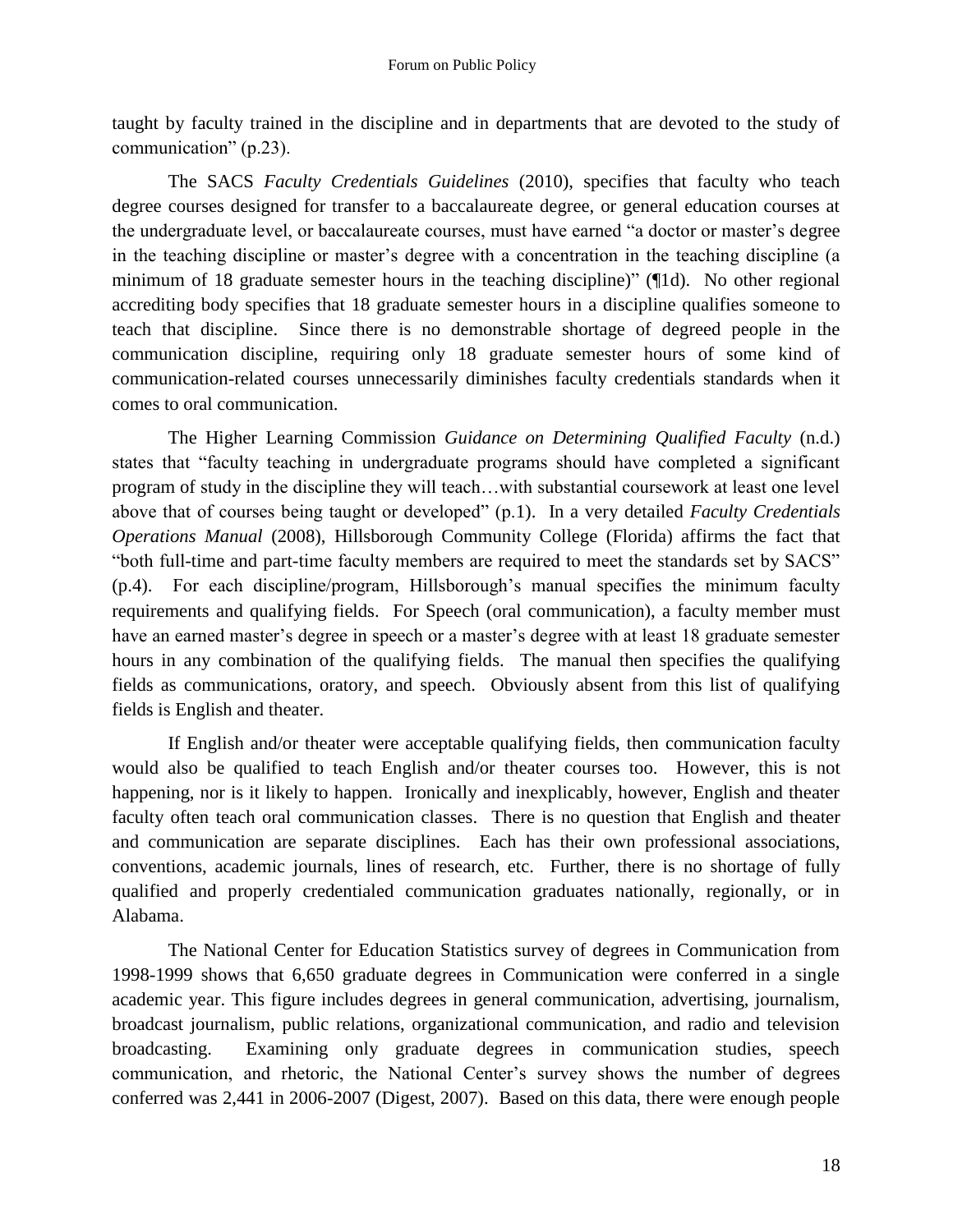taught by faculty trained in the discipline and in departments that are devoted to the study of communication" (p.23).

The SACS *Faculty Credentials Guidelines* (2010), specifies that faculty who teach degree courses designed for transfer to a baccalaureate degree, or general education courses at the undergraduate level, or baccalaureate courses, must have earned "a doctor or master's degree in the teaching discipline or master's degree with a concentration in the teaching discipline (a minimum of 18 graduate semester hours in the teaching discipline)" (¶1d). No other regional accrediting body specifies that 18 graduate semester hours in a discipline qualifies someone to teach that discipline. Since there is no demonstrable shortage of degreed people in the communication discipline, requiring only 18 graduate semester hours of some kind of communication-related courses unnecessarily diminishes faculty credentials standards when it comes to oral communication.

The Higher Learning Commission *Guidance on Determining Qualified Faculty* (n.d.) states that "faculty teaching in undergraduate programs should have completed a significant program of study in the discipline they will teach…with substantial coursework at least one level above that of courses being taught or developed" (p.1). In a very detailed *Faculty Credentials Operations Manual* (2008), Hillsborough Community College (Florida) affirms the fact that "both full-time and part-time faculty members are required to meet the standards set by SACS" (p.4). For each discipline/program, Hillsborough's manual specifies the minimum faculty requirements and qualifying fields. For Speech (oral communication), a faculty member must have an earned master's degree in speech or a master's degree with at least 18 graduate semester hours in any combination of the qualifying fields. The manual then specifies the qualifying fields as communications, oratory, and speech. Obviously absent from this list of qualifying fields is English and theater.

If English and/or theater were acceptable qualifying fields, then communication faculty would also be qualified to teach English and/or theater courses too. However, this is not happening, nor is it likely to happen. Ironically and inexplicably, however, English and theater faculty often teach oral communication classes. There is no question that English and theater and communication are separate disciplines. Each has their own professional associations, conventions, academic journals, lines of research, etc. Further, there is no shortage of fully qualified and properly credentialed communication graduates nationally, regionally, or in Alabama.

The National Center for Education Statistics survey of degrees in Communication from 1998-1999 shows that 6,650 graduate degrees in Communication were conferred in a single academic year. This figure includes degrees in general communication, advertising, journalism, broadcast journalism, public relations, organizational communication, and radio and television broadcasting. Examining only graduate degrees in communication studies, speech communication, and rhetoric, the National Center's survey shows the number of degrees conferred was 2,441 in 2006-2007 (Digest, 2007). Based on this data, there were enough people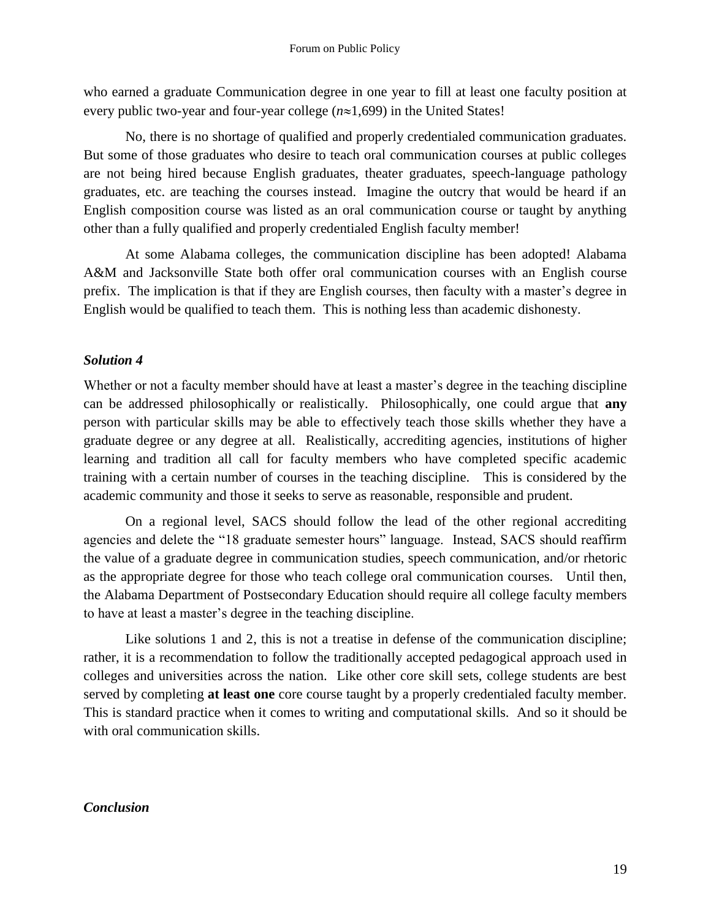who earned a graduate Communication degree in one year to fill at least one faculty position at every public two-year and four-year college ($n \approx 1{,}699$) in the United States!

No, there is no shortage of qualified and properly credentialed communication graduates. But some of those graduates who desire to teach oral communication courses at public colleges are not being hired because English graduates, theater graduates, speech-language pathology graduates, etc. are teaching the courses instead. Imagine the outcry that would be heard if an English composition course was listed as an oral communication course or taught by anything other than a fully qualified and properly credentialed English faculty member!

At some Alabama colleges, the communication discipline has been adopted! Alabama A&M and Jacksonville State both offer oral communication courses with an English course prefix. The implication is that if they are English courses, then faculty with a master's degree in English would be qualified to teach them. This is nothing less than academic dishonesty.

### *Solution 4*

Whether or not a faculty member should have at least a master's degree in the teaching discipline can be addressed philosophically or realistically. Philosophically, one could argue that **any** person with particular skills may be able to effectively teach those skills whether they have a graduate degree or any degree at all. Realistically, accrediting agencies, institutions of higher learning and tradition all call for faculty members who have completed specific academic training with a certain number of courses in the teaching discipline. This is considered by the academic community and those it seeks to serve as reasonable, responsible and prudent.

On a regional level, SACS should follow the lead of the other regional accrediting agencies and delete the "18 graduate semester hours" language. Instead, SACS should reaffirm the value of a graduate degree in communication studies, speech communication, and/or rhetoric as the appropriate degree for those who teach college oral communication courses. Until then, the Alabama Department of Postsecondary Education should require all college faculty members to have at least a master's degree in the teaching discipline.

Like solutions 1 and 2, this is not a treatise in defense of the communication discipline; rather, it is a recommendation to follow the traditionally accepted pedagogical approach used in colleges and universities across the nation. Like other core skill sets, college students are best served by completing **at least one** core course taught by a properly credentialed faculty member. This is standard practice when it comes to writing and computational skills. And so it should be with oral communication skills.

### *Conclusion*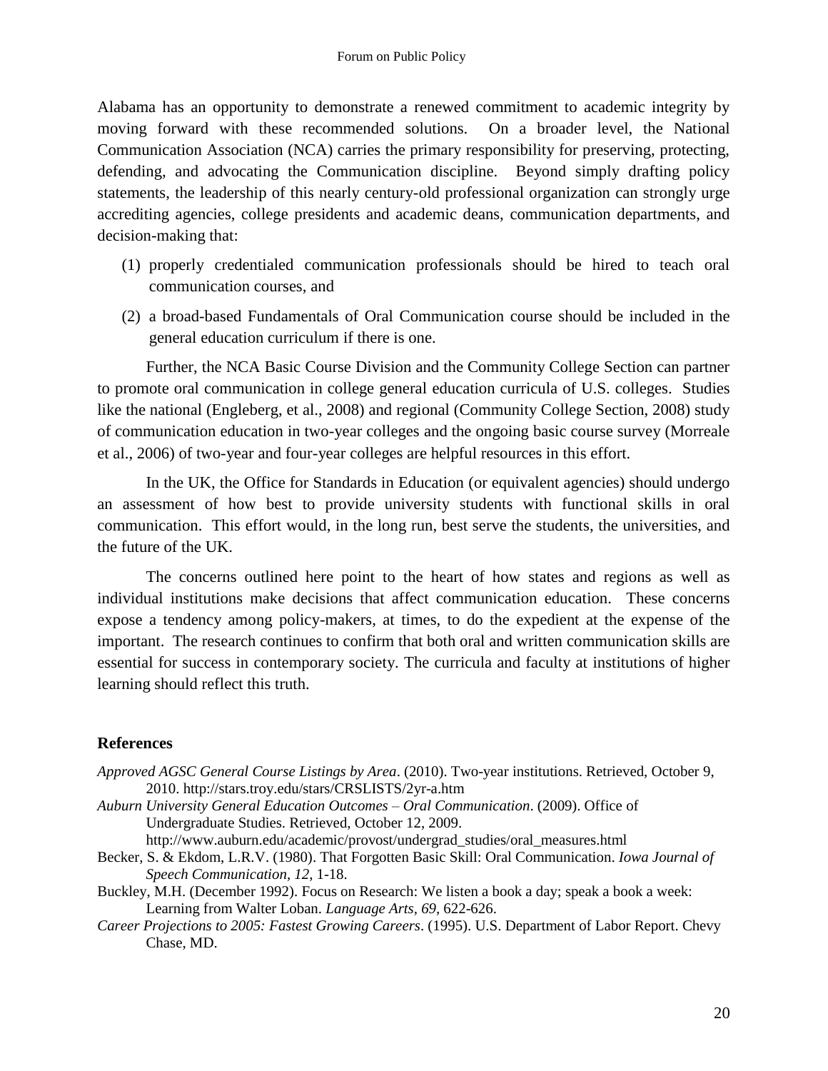Alabama has an opportunity to demonstrate a renewed commitment to academic integrity by moving forward with these recommended solutions. On a broader level, the National Communication Association (NCA) carries the primary responsibility for preserving, protecting, defending, and advocating the Communication discipline. Beyond simply drafting policy statements, the leadership of this nearly century-old professional organization can strongly urge accrediting agencies, college presidents and academic deans, communication departments, and decision-making that:

(1) properly credentialed communication professionals should be hired to teach oral communication courses, and

(2) a broad-based Fundamentals of Oral Communication course should be included in the general education curriculum if there is one.

Further, the NCA Basic Course Division and the Community College Section can partner to promote oral communication in college general education curricula of U.S. colleges. Studies like the national (Engleberg, et al., 2008) and regional (Community College Section, 2008) study of communication education in two-year colleges and the ongoing basic course survey (Morreale et al., 2006) of two-year and four-year colleges are helpful resources in this effort.

In the UK, the Office for Standards in Education (or equivalent agencies) should undergo an assessment of how best to provide university students with functional skills in oral communication. This effort would, in the long run, best serve the students, the universities, and the future of the UK.

The concerns outlined here point to the heart of how states and regions as well as individual institutions make decisions that affect communication education. These concerns expose a tendency among policy-makers, at times, to do the expedient at the expense of the important. The research continues to confirm that both oral and written communication skills are essential for success in contemporary society. The curricula and faculty at institutions of higher learning should reflect this truth.

## References

*Approved AGSC General Course Listings by Area*. (2010). Two-year institutions. Retrieved, October 9, 2010. http://stars.troy.edu/stars/CRSLISTS/2yr-a.htm

*Auburn University General Education Outcomes – Oral Communication*. (2009). Office of Undergraduate Studies. Retrieved, October 12, 2009. http://www.auburn.edu/academic/provost/undergrad_studies/oral_measures.html

Becker, S. & Ekdom, L.R.V. (1980). That Forgotten Basic Skill: Oral Communication. *Iowa Journal of Speech Communication, 12*, 1-18.

Buckley, M.H. (December 1992). Focus on Research: We listen a book a day; speak a book a week: Learning from Walter Loban. *Language Arts, 69*, 622-626.

*Career Projections to 2005: Fastest Growing Careers*. (1995). U.S. Department of Labor Report. Chevy Chase, MD.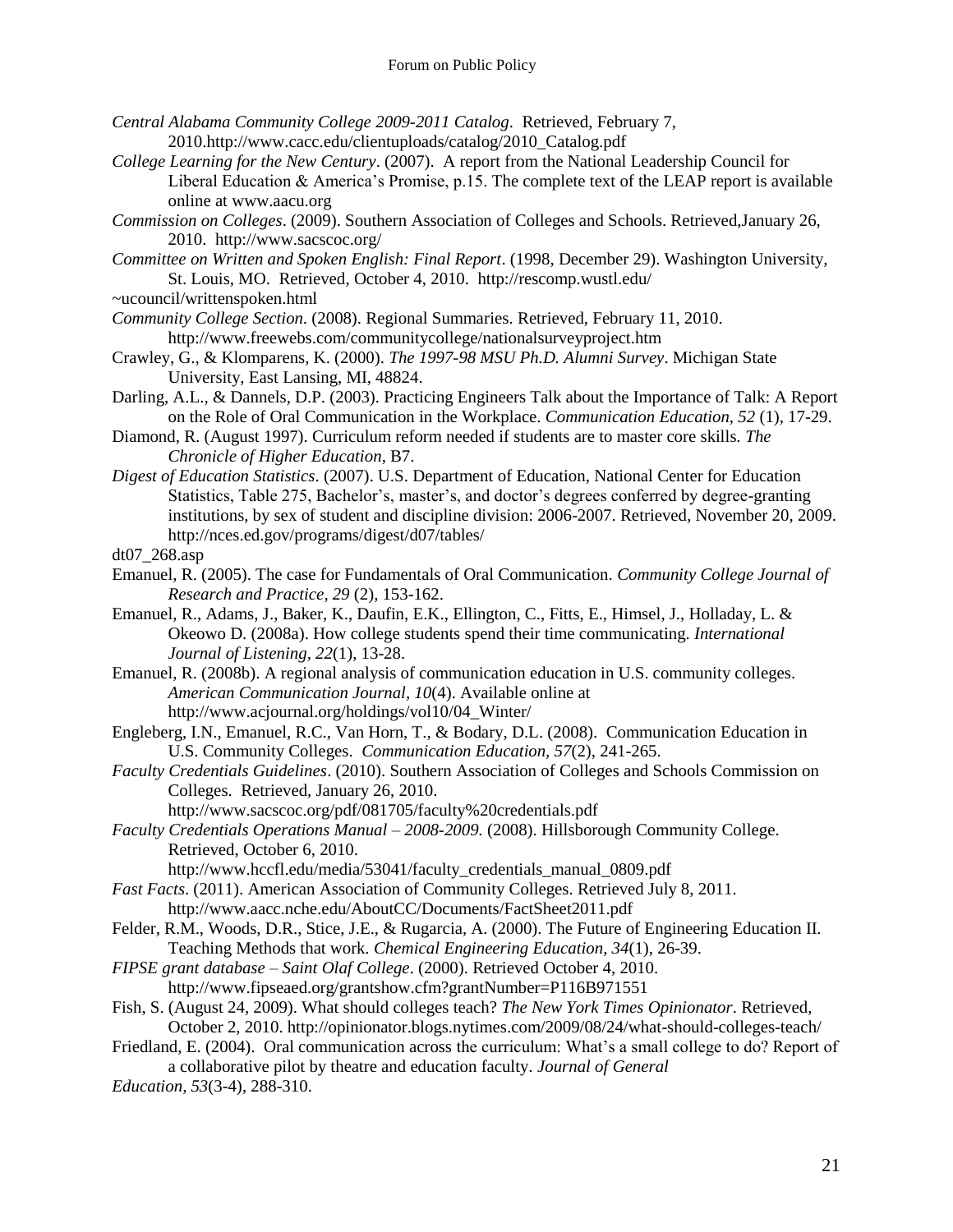*Central Alabama Community College 2009-2011 Catalog*. Retrieved, February 7, 2010.http://www.cacc.edu/clientuploads/catalog/2010_Catalog.pdf

*College Learning for the New Century*. (2007). A report from the National Leadership Council for Liberal Education & America's Promise, p.15. The complete text of the LEAP report is available online at www.aacu.org

*Commission on Colleges*. (2009). Southern Association of Colleges and Schools. Retrieved,January 26, 2010. http://www.sacscoc.org/

*Committee on Written and Spoken English: Final Report*. (1998, December 29). Washington University, St. Louis, MO. Retrieved, October 4, 2010. http://rescomp.wustl.edu/ ~ucouncil/writtenspoken.html

*Community College Section*. (2008). Regional Summaries. Retrieved, February 11, 2010. http://www.freewebs.com/communitycollege/nationalsurveyproject.htm

Crawley, G., & Klomparens, K. (2000). *The 1997-98 MSU Ph.D. Alumni Survey*. Michigan State University, East Lansing, MI, 48824.

Darling, A.L., & Dannels, D.P. (2003). Practicing Engineers Talk about the Importance of Talk: A Report on the Role of Oral Communication in the Workplace. *Communication Education*, *52* (1), 17-29.

Diamond, R. (August 1997). Curriculum reform needed if students are to master core skills. *The Chronicle of Higher Education*, B7.

*Digest of Education Statistics*. (2007). U.S. Department of Education, National Center for Education Statistics, Table 275, Bachelor's, master's, and doctor's degrees conferred by degree-granting institutions, by sex of student and discipline division: 2006-2007. Retrieved, November 20, 2009. http://nces.ed.gov/programs/digest/d07/tables/ dt07_268.asp

Emanuel, R. (2005). The case for Fundamentals of Oral Communication. *Community College Journal of Research and Practice, 29* (2), 153-162.

Emanuel, R., Adams, J., Baker, K., Daufin, E.K., Ellington, C., Fitts, E., Himsel, J., Holladay, L. & Okeowo D. (2008a). How college students spend their time communicating. *International Journal of Listening*, *22*(1), 13-28.

Emanuel, R. (2008b). A regional analysis of communication education in U.S. community colleges. *American Communication Journal*, *10*(4). Available online at http://www.acjournal.org/holdings/vol10/04_Winter/

Engleberg, I.N., Emanuel, R.C., Van Horn, T., & Bodary, D.L. (2008). Communication Education in U.S. Community Colleges. *Communication Education*, *57*(2), 241-265.

*Faculty Credentials Guidelines*. (2010). Southern Association of Colleges and Schools Commission on Colleges. Retrieved, January 26, 2010. http://www.sacscoc.org/pdf/081705/faculty%20credentials.pdf

*Faculty Credentials Operations Manual – 2008-2009.* (2008). Hillsborough Community College. Retrieved, October 6, 2010. http://www.hccfl.edu/media/53041/faculty_credentials_manual_0809.pdf

*Fast Facts*. (2011). American Association of Community Colleges. Retrieved July 8, 2011. http://www.aacc.nche.edu/AboutCC/Documents/FactSheet2011.pdf

Felder, R.M., Woods, D.R., Stice, J.E., & Rugarcia, A. (2000). The Future of Engineering Education II. Teaching Methods that work. *Chemical Engineering Education*, *34*(1), 26-39.

*FIPSE grant database – Saint Olaf College*. (2000). Retrieved October 4, 2010. http://www.fipseaed.org/grantshow.cfm?grantNumber=P116B971551

Fish, S. (August 24, 2009). What should colleges teach? *The New York Times Opinionator*. Retrieved, October 2, 2010. http://opinionator.blogs.nytimes.com/2009/08/24/what-should-colleges-teach/

Friedland, E. (2004). Oral communication across the curriculum: What's a small college to do? Report of a collaborative pilot by theatre and education faculty. *Journal of General Education*, *53*(3-4), 288-310.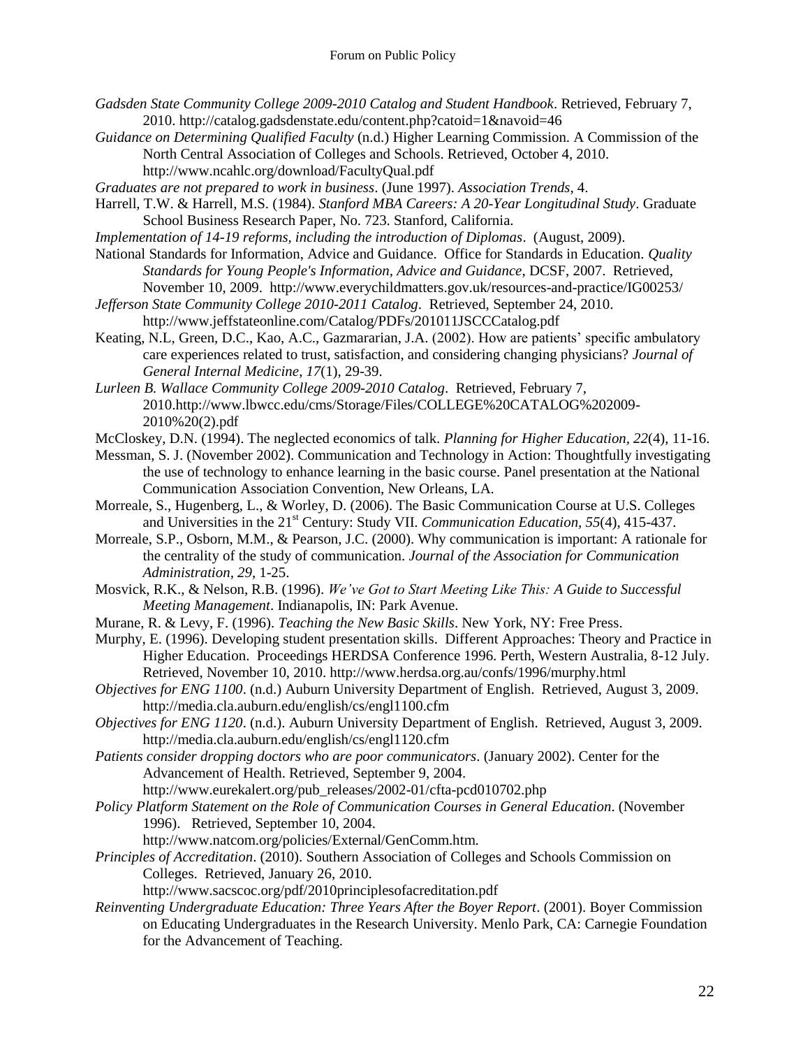*Gadsden State Community College 2009-2010 Catalog and Student Handbook*. Retrieved, February 7, 2010. http://catalog.gadsdenstate.edu/content.php?catoid=1&navoid=46

*Guidance on Determining Qualified Faculty* (n.d.) Higher Learning Commission. A Commission of the North Central Association of Colleges and Schools. Retrieved, October 4, 2010. http://www.ncahlc.org/download/FacultyQual.pdf

*Graduates are not prepared to work in business*. (June 1997). *Association Trends*, 4.

Harrell, T.W. & Harrell, M.S. (1984). *Stanford MBA Careers: A 20-Year Longitudinal Study*. Graduate School Business Research Paper, No. 723. Stanford, California.

*Implementation of 14-19 reforms, including the introduction of Diplomas*. (August, 2009).

National Standards for Information, Advice and Guidance. Office for Standards in Education. *Quality Standards for Young People's Information, Advice and Guidance*, DCSF, 2007. Retrieved, November 10, 2009. http://www.everychildmatters.gov.uk/resources-and-practice/IG00253/

*Jefferson State Community College 2010-2011 Catalog*. Retrieved, September 24, 2010. http://www.jeffstateonline.com/Catalog/PDFs/201011JSCCCatalog.pdf

Keating, N.L, Green, D.C., Kao, A.C., Gazmararian, J.A. (2002). How are patients' specific ambulatory care experiences related to trust, satisfaction, and considering changing physicians? *Journal of General Internal Medicine*, *17*(1), 29-39.

*Lurleen B. Wallace Community College 2009-2010 Catalog*. Retrieved, February 7, 2010.http://www.lbwcc.edu/cms/Storage/Files/COLLEGE%20CATALOG%202009-2010%20(2).pdf

McCloskey, D.N. (1994). The neglected economics of talk. *Planning for Higher Education*, *22*(4), 11-16.

Messman, S. J. (November 2002). Communication and Technology in Action: Thoughtfully investigating the use of technology to enhance learning in the basic course. Panel presentation at the National Communication Association Convention, New Orleans, LA.

Morreale, S., Hugenberg, L., & Worley, D. (2006). The Basic Communication Course at U.S. Colleges and Universities in the 21st Century: Study VII. *Communication Education*, *55*(4), 415-437.

Morreale, S.P., Osborn, M.M., & Pearson, J.C. (2000). Why communication is important: A rationale for the centrality of the study of communication. *Journal of the Association for Communication Administration*, *29*, 1-25.

Mosvick, R.K., & Nelson, R.B. (1996). *We've Got to Start Meeting Like This: A Guide to Successful Meeting Management*. Indianapolis, IN: Park Avenue.

Murane, R. & Levy, F. (1996). *Teaching the New Basic Skills*. New York, NY: Free Press.

Murphy, E. (1996). Developing student presentation skills. Different Approaches: Theory and Practice in Higher Education. Proceedings HERDSA Conference 1996. Perth, Western Australia, 8-12 July. Retrieved, November 10, 2010. http://www.herdsa.org.au/confs/1996/murphy.html

*Objectives for ENG 1100*. (n.d.) Auburn University Department of English. Retrieved, August 3, 2009. http://media.cla.auburn.edu/english/cs/engl1100.cfm

*Objectives for ENG 1120*. (n.d.). Auburn University Department of English. Retrieved, August 3, 2009. http://media.cla.auburn.edu/english/cs/engl1120.cfm

*Patients consider dropping doctors who are poor communicators*. (January 2002). Center for the Advancement of Health. Retrieved, September 9, 2004. http://www.eurekalert.org/pub_releases/2002-01/cfta-pcd010702.php

*Policy Platform Statement on the Role of Communication Courses in General Education*. (November 1996). Retrieved, September 10, 2004. http://www.natcom.org/policies/External/GenComm.htm.

*Principles of Accreditation*. (2010). Southern Association of Colleges and Schools Commission on Colleges. Retrieved, January 26, 2010. http://www.sacscoc.org/pdf/2010principlesofacreditation.pdf

*Reinventing Undergraduate Education: Three Years After the Boyer Report*. (2001). Boyer Commission on Educating Undergraduates in the Research University. Menlo Park, CA: Carnegie Foundation for the Advancement of Teaching.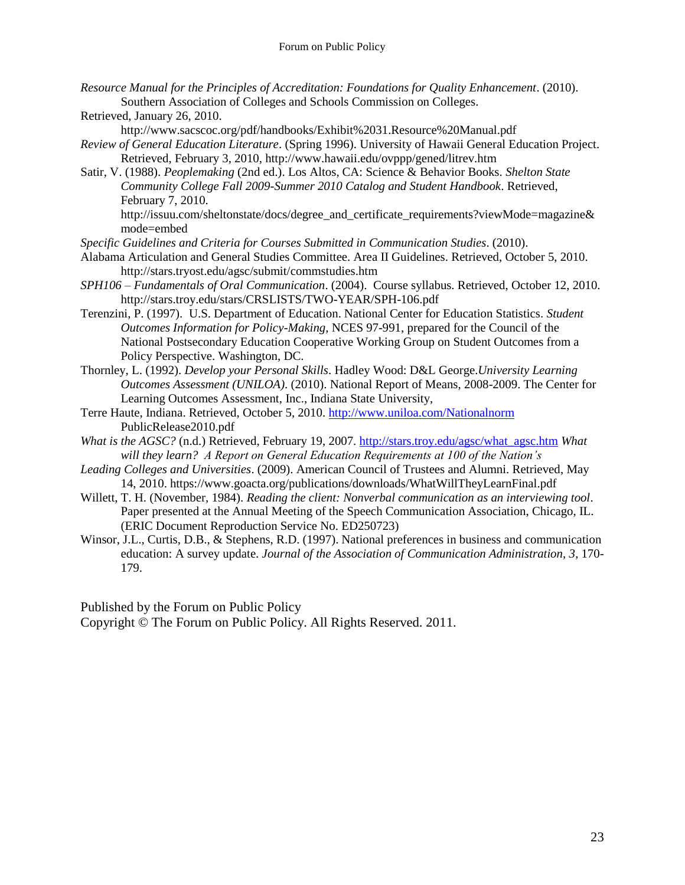*Resource Manual for the Principles of Accreditation: Foundations for Quality Enhancement*. (2010). Southern Association of Colleges and Schools Commission on Colleges.

Retrieved, January 26, 2010. http://www.sacscoc.org/pdf/handbooks/Exhibit%2031.Resource%20Manual.pdf

*Review of General Education Literature*. (Spring 1996). University of Hawaii General Education Project. Retrieved, February 3, 2010, http://www.hawaii.edu/ovppp/gened/litrev.htm

Satir, V. (1988). *Peoplemaking* (2nd ed.). Los Altos, CA: Science & Behavior Books. *Shelton State Community College Fall 2009-Summer 2010 Catalog and Student Handbook*. Retrieved, February 7, 2010. http://issuu.com/sheltonstate/docs/degree_and_certificate_requirements?viewMode=magazine&mode=embed

*Specific Guidelines and Criteria for Courses Submitted in Communication Studies*. (2010).

Alabama Articulation and General Studies Committee. Area II Guidelines. Retrieved, October 5, 2010. http://stars.tryost.edu/agsc/submit/commstudies.htm

*SPH106 – Fundamentals of Oral Communication*. (2004). Course syllabus. Retrieved, October 12, 2010. http://stars.troy.edu/stars/CRSLISTS/TWO-YEAR/SPH-106.pdf

Terenzini, P. (1997). U.S. Department of Education. National Center for Education Statistics. *Student Outcomes Information for Policy-Making,* NCES 97-991, prepared for the Council of the National Postsecondary Education Cooperative Working Group on Student Outcomes from a Policy Perspective. Washington, DC.

Thornley, L. (1992). *Develop your Personal Skills*. Hadley Wood: D&L George.*University Learning Outcomes Assessment (UNILOA)*. (2010). National Report of Means, 2008-2009. The Center for Learning Outcomes Assessment, Inc., Indiana State University,

Terre Haute, Indiana. Retrieved, October 5, 2010. http://www.uniloa.com/Nationalnorm PublicRelease2010.pdf

*What is the AGSC?* (n.d.) Retrieved, February 19, 2007. http://stars.troy.edu/agsc/what_agsc.htm *What will they learn? A Report on General Education Requirements at 100 of the Nation's*

*Leading Colleges and Universities*. (2009). American Council of Trustees and Alumni. Retrieved, May 14, 2010. https://www.goacta.org/publications/downloads/WhatWillTheyLearnFinal.pdf

Willett, T. H. (November, 1984). *Reading the client: Nonverbal communication as an interviewing tool*. Paper presented at the Annual Meeting of the Speech Communication Association, Chicago, IL. (ERIC Document Reproduction Service No. ED250723)

Winsor, J.L., Curtis, D.B., & Stephens, R.D. (1997). National preferences in business and communication education: A survey update. *Journal of the Association of Communication Administration, 3*, 170-179.

Published by the Forum on Public Policy
Copyright © The Forum on Public Policy. All Rights Reserved. 2011.